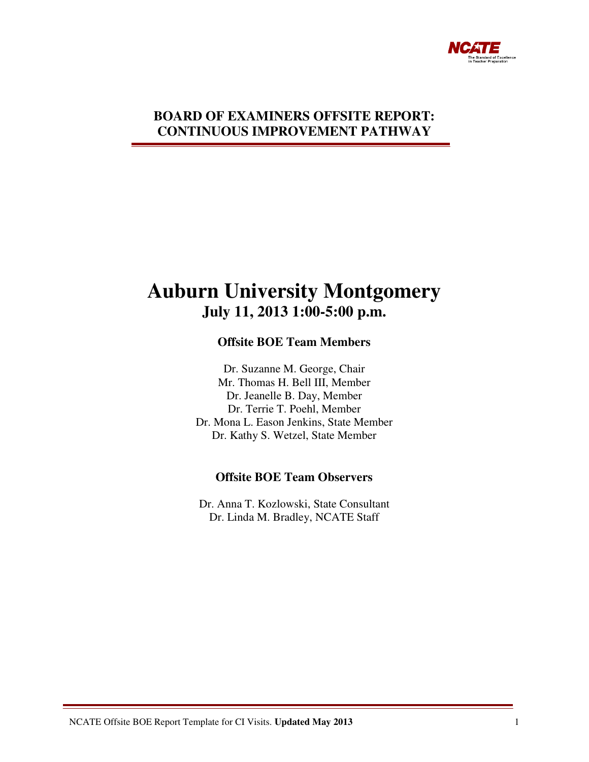# BOARD OF EXAMINERS OFFSITE REPORT: CONTINUOUS IMPROVEMENT PATHWAY

# Auburn University Montgomery

## July 11, 2013 1:00-5:00 p.m.

### Offsite BOE Team Members

Dr. Suzanne M. George, Chair
Mr. Thomas H. Bell III, Member
Dr. Jeanelle B. Day, Member
Dr. Terrie T. Poehl, Member
Dr. Mona L. Eason Jenkins, State Member
Dr. Kathy S. Wetzel, State Member

### Offsite BOE Team Observers

Dr. Anna T. Kozlowski, State Consultant
Dr. Linda M. Bradley, NCATE Staff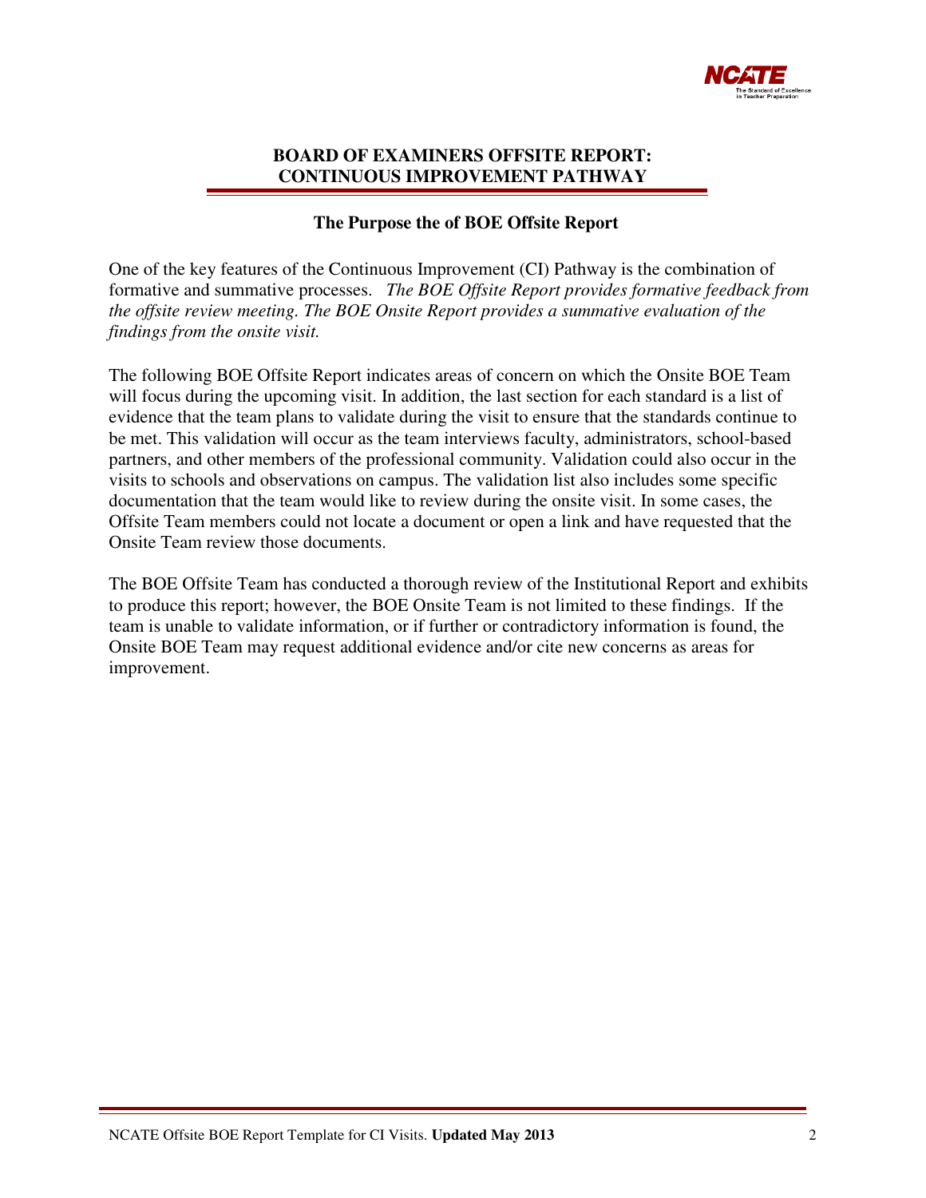## BOARD OF EXAMINERS OFFSITE REPORT: CONTINUOUS IMPROVEMENT PATHWAY

### The Purpose the of BOE Offsite Report

One of the key features of the Continuous Improvement (CI) Pathway is the combination of formative and summative processes. *The BOE Offsite Report provides formative feedback from the offsite review meeting. The BOE Onsite Report provides a summative evaluation of the findings from the onsite visit.*

The following BOE Offsite Report indicates areas of concern on which the Onsite BOE Team will focus during the upcoming visit. In addition, the last section for each standard is a list of evidence that the team plans to validate during the visit to ensure that the standards continue to be met. This validation will occur as the team interviews faculty, administrators, school-based partners, and other members of the professional community. Validation could also occur in the visits to schools and observations on campus. The validation list also includes some specific documentation that the team would like to review during the onsite visit. In some cases, the Offsite Team members could not locate a document or open a link and have requested that the Onsite Team review those documents.

The BOE Offsite Team has conducted a thorough review of the Institutional Report and exhibits to produce this report; however, the BOE Onsite Team is not limited to these findings. If the team is unable to validate information, or if further or contradictory information is found, the Onsite BOE Team may request additional evidence and/or cite new concerns as areas for improvement.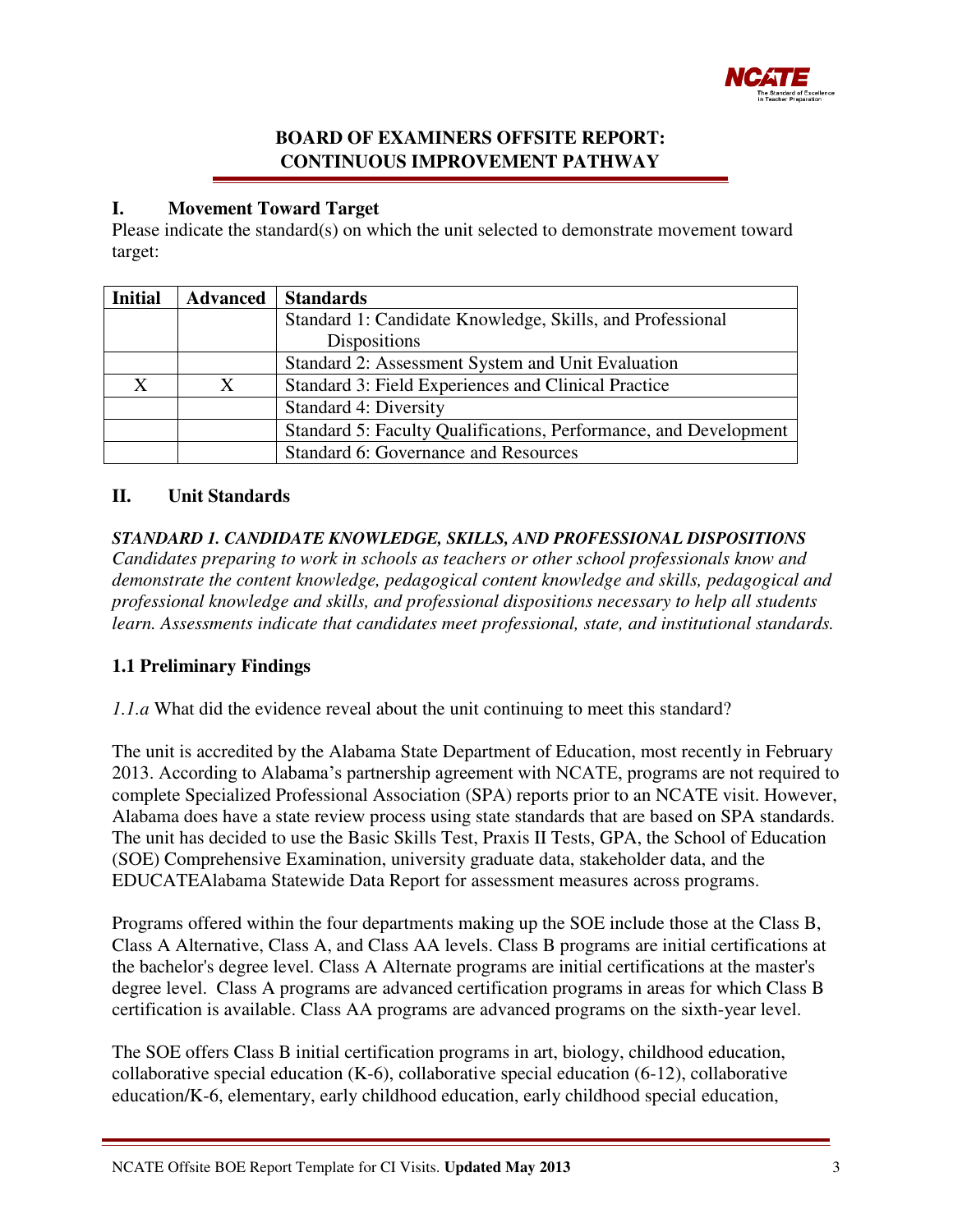## BOARD OF EXAMINERS OFFSITE REPORT: CONTINUOUS IMPROVEMENT PATHWAY

### I. Movement Toward Target

Please indicate the standard(s) on which the unit selected to demonstrate movement toward target:

| Initial | Advanced | Standards |
|---|---|---|
| | | Standard 1: Candidate Knowledge, Skills, and Professional Dispositions |
| | | Standard 2: Assessment System and Unit Evaluation |
| X | X | Standard 3: Field Experiences and Clinical Practice |
| | | Standard 4: Diversity |
| | | Standard 5: Faculty Qualifications, Performance, and Development |
| | | Standard 6: Governance and Resources |

### II. Unit Standards

***STANDARD 1. CANDIDATE KNOWLEDGE, SKILLS, AND PROFESSIONAL DISPOSITIONS***

*Candidates preparing to work in schools as teachers or other school professionals know and demonstrate the content knowledge, pedagogical content knowledge and skills, pedagogical and professional knowledge and skills, and professional dispositions necessary to help all students learn. Assessments indicate that candidates meet professional, state, and institutional standards.*

#### 1.1 Preliminary Findings

*1.1.a* What did the evidence reveal about the unit continuing to meet this standard?

The unit is accredited by the Alabama State Department of Education, most recently in February 2013. According to Alabama's partnership agreement with NCATE, programs are not required to complete Specialized Professional Association (SPA) reports prior to an NCATE visit. However, Alabama does have a state review process using state standards that are based on SPA standards. The unit has decided to use the Basic Skills Test, Praxis II Tests, GPA, the School of Education (SOE) Comprehensive Examination, university graduate data, stakeholder data, and the EDUCATEAlabama Statewide Data Report for assessment measures across programs.

Programs offered within the four departments making up the SOE include those at the Class B, Class A Alternative, Class A, and Class AA levels. Class B programs are initial certifications at the bachelor's degree level. Class A Alternate programs are initial certifications at the master's degree level. Class A programs are advanced certification programs in areas for which Class B certification is available. Class AA programs are advanced programs on the sixth-year level.

The SOE offers Class B initial certification programs in art, biology, childhood education, collaborative special education (K-6), collaborative special education (6-12), collaborative education/K-6, elementary, early childhood education, early childhood special education,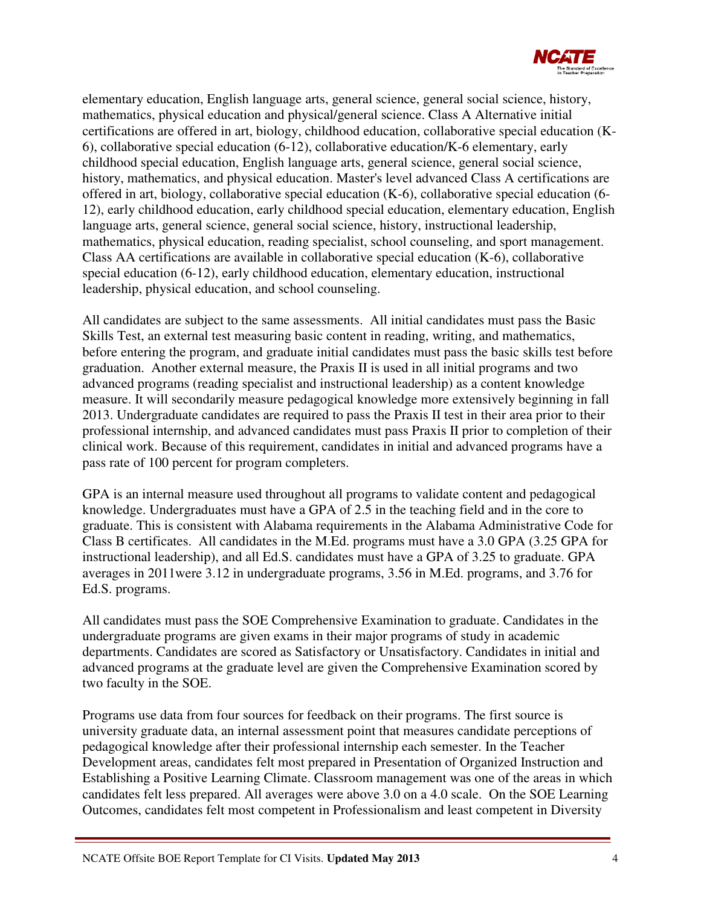elementary education, English language arts, general science, general social science, history, mathematics, physical education and physical/general science. Class A Alternative initial certifications are offered in art, biology, childhood education, collaborative special education (K-6), collaborative special education (6-12), collaborative education/K-6 elementary, early childhood special education, English language arts, general science, general social science, history, mathematics, and physical education. Master's level advanced Class A certifications are offered in art, biology, collaborative special education (K-6), collaborative special education (6-12), early childhood education, early childhood special education, elementary education, English language arts, general science, general social science, history, instructional leadership, mathematics, physical education, reading specialist, school counseling, and sport management. Class AA certifications are available in collaborative special education (K-6), collaborative special education (6-12), early childhood education, elementary education, instructional leadership, physical education, and school counseling.

All candidates are subject to the same assessments. All initial candidates must pass the Basic Skills Test, an external test measuring basic content in reading, writing, and mathematics, before entering the program, and graduate initial candidates must pass the basic skills test before graduation. Another external measure, the Praxis II is used in all initial programs and two advanced programs (reading specialist and instructional leadership) as a content knowledge measure. It will secondarily measure pedagogical knowledge more extensively beginning in fall 2013. Undergraduate candidates are required to pass the Praxis II test in their area prior to their professional internship, and advanced candidates must pass Praxis II prior to completion of their clinical work. Because of this requirement, candidates in initial and advanced programs have a pass rate of 100 percent for program completers.

GPA is an internal measure used throughout all programs to validate content and pedagogical knowledge. Undergraduates must have a GPA of 2.5 in the teaching field and in the core to graduate. This is consistent with Alabama requirements in the Alabama Administrative Code for Class B certificates. All candidates in the M.Ed. programs must have a 3.0 GPA (3.25 GPA for instructional leadership), and all Ed.S. candidates must have a GPA of 3.25 to graduate. GPA averages in 2011were 3.12 in undergraduate programs, 3.56 in M.Ed. programs, and 3.76 for Ed.S. programs.

All candidates must pass the SOE Comprehensive Examination to graduate. Candidates in the undergraduate programs are given exams in their major programs of study in academic departments. Candidates are scored as Satisfactory or Unsatisfactory. Candidates in initial and advanced programs at the graduate level are given the Comprehensive Examination scored by two faculty in the SOE.

Programs use data from four sources for feedback on their programs. The first source is university graduate data, an internal assessment point that measures candidate perceptions of pedagogical knowledge after their professional internship each semester. In the Teacher Development areas, candidates felt most prepared in Presentation of Organized Instruction and Establishing a Positive Learning Climate. Classroom management was one of the areas in which candidates felt less prepared. All averages were above 3.0 on a 4.0 scale. On the SOE Learning Outcomes, candidates felt most competent in Professionalism and least competent in Diversity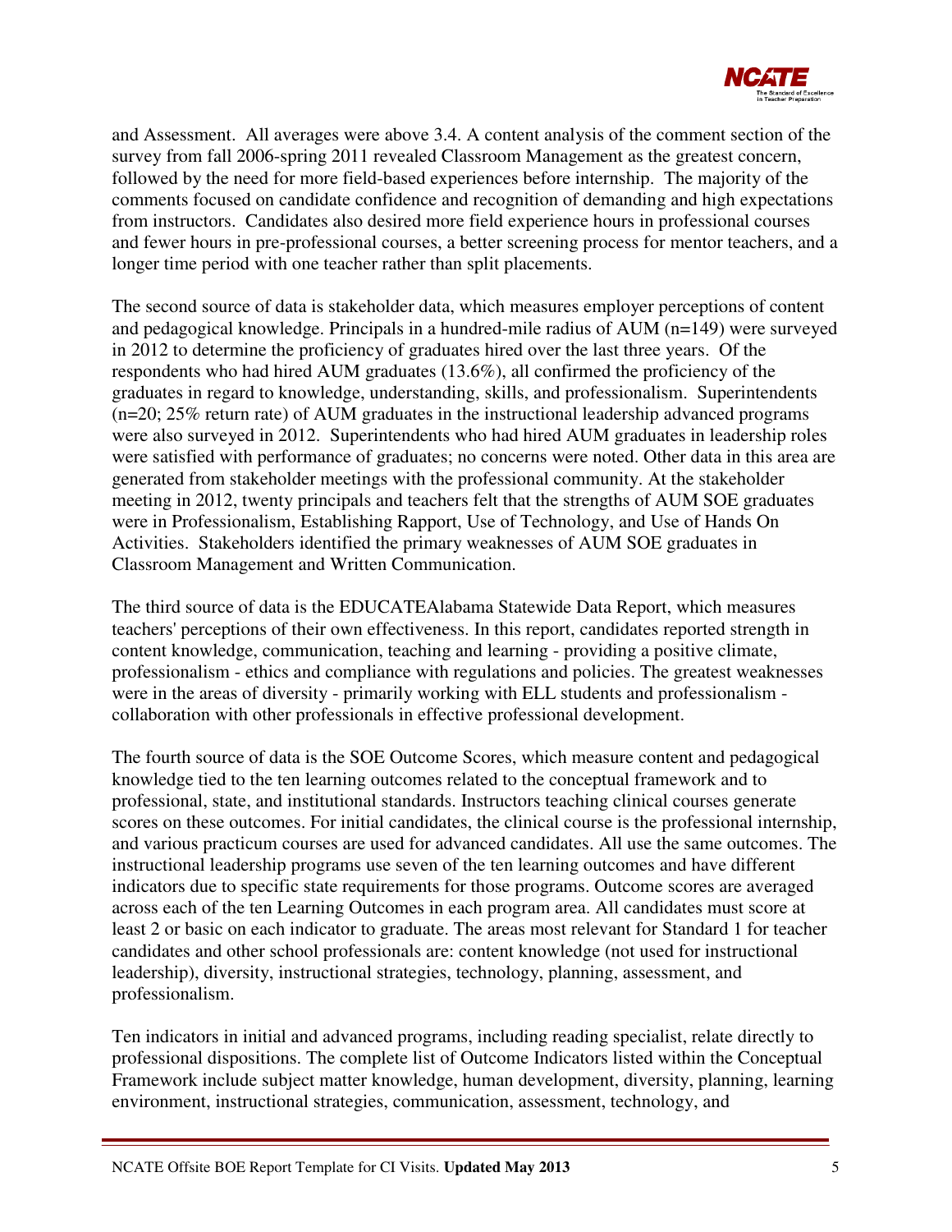and Assessment. All averages were above 3.4. A content analysis of the comment section of the survey from fall 2006-spring 2011 revealed Classroom Management as the greatest concern, followed by the need for more field-based experiences before internship. The majority of the comments focused on candidate confidence and recognition of demanding and high expectations from instructors. Candidates also desired more field experience hours in professional courses and fewer hours in pre-professional courses, a better screening process for mentor teachers, and a longer time period with one teacher rather than split placements.

The second source of data is stakeholder data, which measures employer perceptions of content and pedagogical knowledge. Principals in a hundred-mile radius of AUM (n=149) were surveyed in 2012 to determine the proficiency of graduates hired over the last three years. Of the respondents who had hired AUM graduates (13.6%), all confirmed the proficiency of the graduates in regard to knowledge, understanding, skills, and professionalism. Superintendents (n=20; 25% return rate) of AUM graduates in the instructional leadership advanced programs were also surveyed in 2012. Superintendents who had hired AUM graduates in leadership roles were satisfied with performance of graduates; no concerns were noted. Other data in this area are generated from stakeholder meetings with the professional community. At the stakeholder meeting in 2012, twenty principals and teachers felt that the strengths of AUM SOE graduates were in Professionalism, Establishing Rapport, Use of Technology, and Use of Hands On Activities. Stakeholders identified the primary weaknesses of AUM SOE graduates in Classroom Management and Written Communication.

The third source of data is the EDUCATEAlabama Statewide Data Report, which measures teachers' perceptions of their own effectiveness. In this report, candidates reported strength in content knowledge, communication, teaching and learning - providing a positive climate, professionalism - ethics and compliance with regulations and policies. The greatest weaknesses were in the areas of diversity - primarily working with ELL students and professionalism - collaboration with other professionals in effective professional development.

The fourth source of data is the SOE Outcome Scores, which measure content and pedagogical knowledge tied to the ten learning outcomes related to the conceptual framework and to professional, state, and institutional standards. Instructors teaching clinical courses generate scores on these outcomes. For initial candidates, the clinical course is the professional internship, and various practicum courses are used for advanced candidates. All use the same outcomes. The instructional leadership programs use seven of the ten learning outcomes and have different indicators due to specific state requirements for those programs. Outcome scores are averaged across each of the ten Learning Outcomes in each program area. All candidates must score at least 2 or basic on each indicator to graduate. The areas most relevant for Standard 1 for teacher candidates and other school professionals are: content knowledge (not used for instructional leadership), diversity, instructional strategies, technology, planning, assessment, and professionalism.

Ten indicators in initial and advanced programs, including reading specialist, relate directly to professional dispositions. The complete list of Outcome Indicators listed within the Conceptual Framework include subject matter knowledge, human development, diversity, planning, learning environment, instructional strategies, communication, assessment, technology, and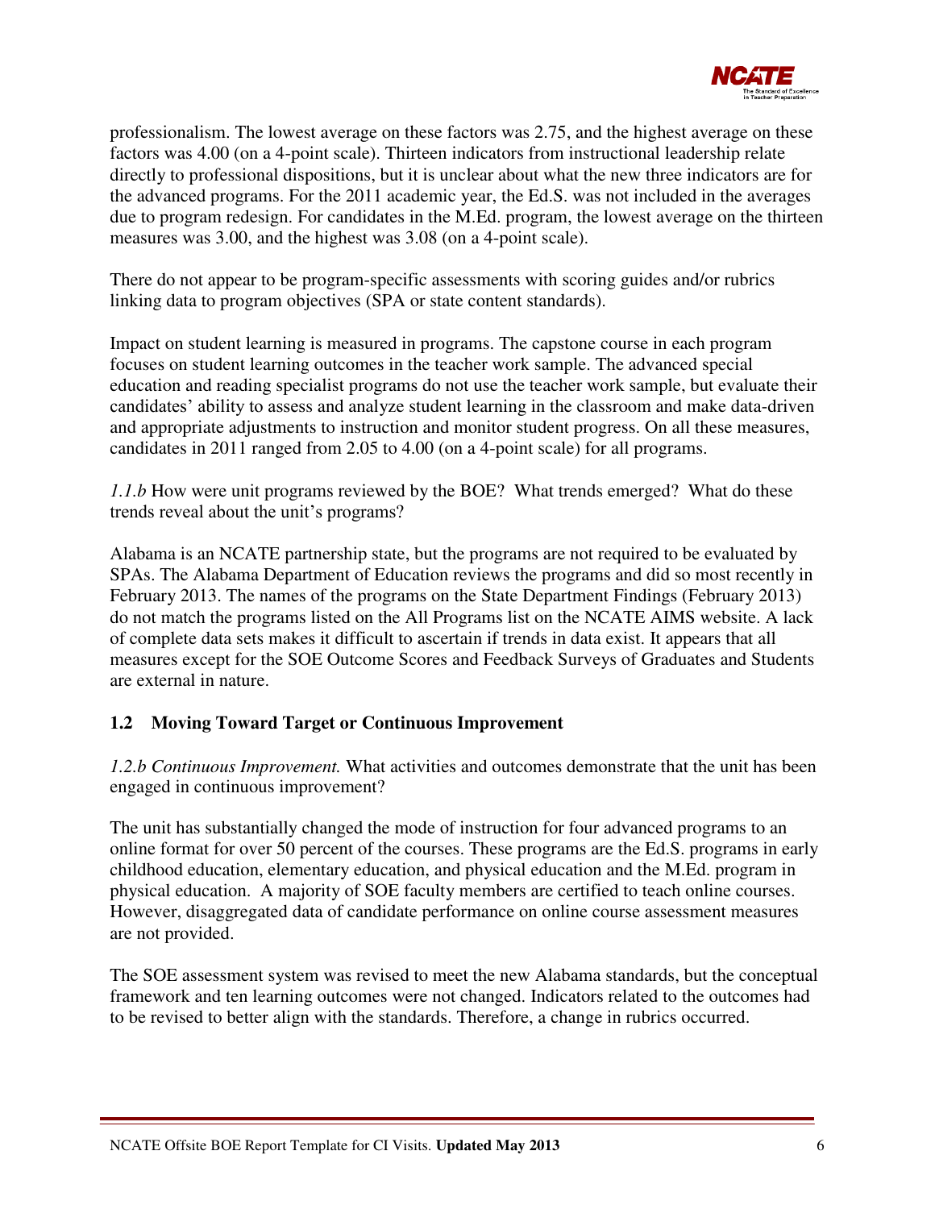professionalism. The lowest average on these factors was 2.75, and the highest average on these factors was 4.00 (on a 4-point scale). Thirteen indicators from instructional leadership relate directly to professional dispositions, but it is unclear about what the new three indicators are for the advanced programs. For the 2011 academic year, the Ed.S. was not included in the averages due to program redesign. For candidates in the M.Ed. program, the lowest average on the thirteen measures was 3.00, and the highest was 3.08 (on a 4-point scale).

There do not appear to be program-specific assessments with scoring guides and/or rubrics linking data to program objectives (SPA or state content standards).

Impact on student learning is measured in programs. The capstone course in each program focuses on student learning outcomes in the teacher work sample. The advanced special education and reading specialist programs do not use the teacher work sample, but evaluate their candidates' ability to assess and analyze student learning in the classroom and make data-driven and appropriate adjustments to instruction and monitor student progress. On all these measures, candidates in 2011 ranged from 2.05 to 4.00 (on a 4-point scale) for all programs.

*1.1.b* How were unit programs reviewed by the BOE? What trends emerged? What do these trends reveal about the unit's programs?

Alabama is an NCATE partnership state, but the programs are not required to be evaluated by SPAs. The Alabama Department of Education reviews the programs and did so most recently in February 2013. The names of the programs on the State Department Findings (February 2013) do not match the programs listed on the All Programs list on the NCATE AIMS website. A lack of complete data sets makes it difficult to ascertain if trends in data exist. It appears that all measures except for the SOE Outcome Scores and Feedback Surveys of Graduates and Students are external in nature.

## 1.2 Moving Toward Target or Continuous Improvement

*1.2.b Continuous Improvement.* What activities and outcomes demonstrate that the unit has been engaged in continuous improvement?

The unit has substantially changed the mode of instruction for four advanced programs to an online format for over 50 percent of the courses. These programs are the Ed.S. programs in early childhood education, elementary education, and physical education and the M.Ed. program in physical education. A majority of SOE faculty members are certified to teach online courses. However, disaggregated data of candidate performance on online course assessment measures are not provided.

The SOE assessment system was revised to meet the new Alabama standards, but the conceptual framework and ten learning outcomes were not changed. Indicators related to the outcomes had to be revised to better align with the standards. Therefore, a change in rubrics occurred.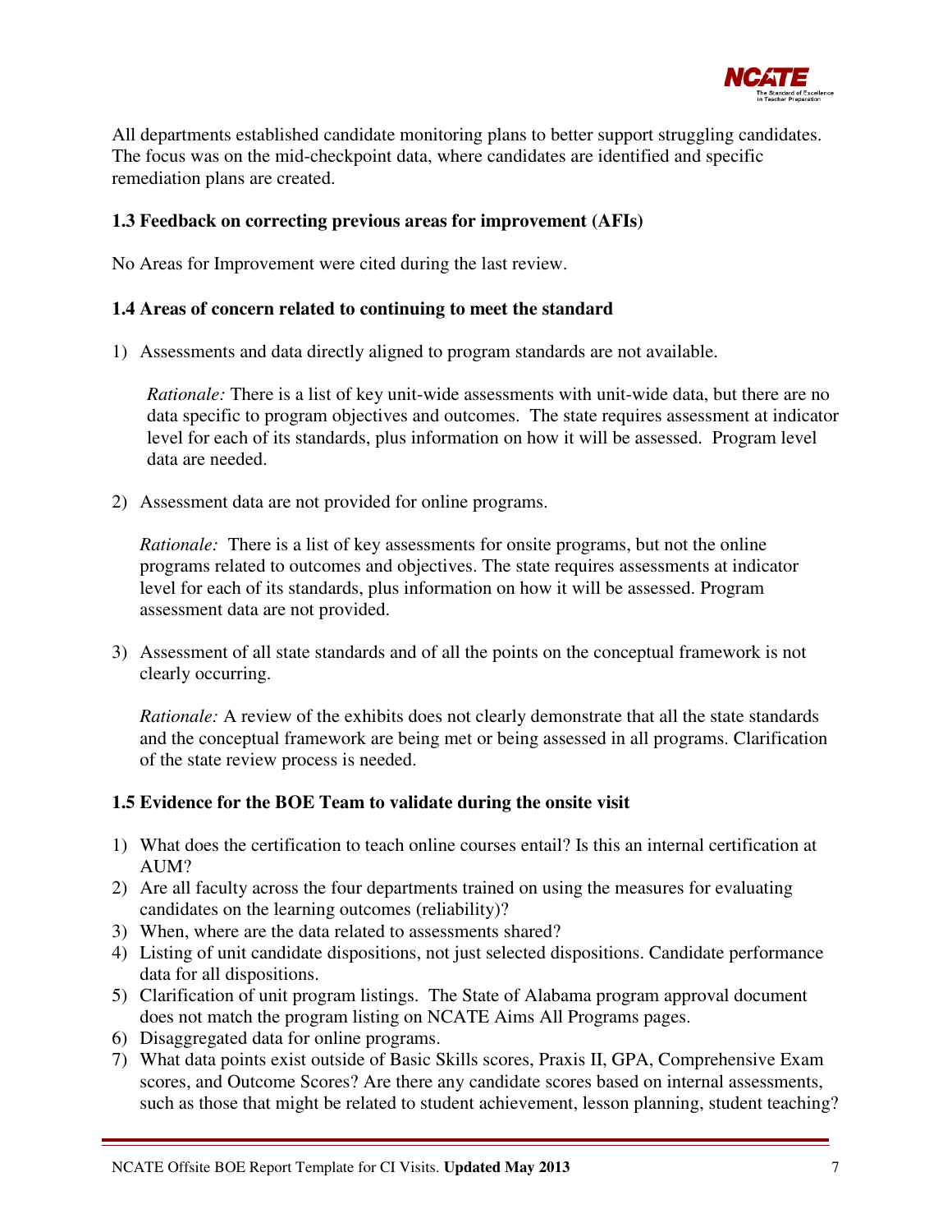All departments established candidate monitoring plans to better support struggling candidates. The focus was on the mid-checkpoint data, where candidates are identified and specific remediation plans are created.

### 1.3 Feedback on correcting previous areas for improvement (AFIs)

No Areas for Improvement were cited during the last review.

### 1.4 Areas of concern related to continuing to meet the standard

1) Assessments and data directly aligned to program standards are not available.

   *Rationale:* There is a list of key unit-wide assessments with unit-wide data, but there are no data specific to program objectives and outcomes. The state requires assessment at indicator level for each of its standards, plus information on how it will be assessed. Program level data are needed.

2) Assessment data are not provided for online programs.

   *Rationale:* There is a list of key assessments for onsite programs, but not the online programs related to outcomes and objectives. The state requires assessments at indicator level for each of its standards, plus information on how it will be assessed. Program assessment data are not provided.

3) Assessment of all state standards and of all the points on the conceptual framework is not clearly occurring.

   *Rationale:* A review of the exhibits does not clearly demonstrate that all the state standards and the conceptual framework are being met or being assessed in all programs. Clarification of the state review process is needed.

### 1.5 Evidence for the BOE Team to validate during the onsite visit

1) What does the certification to teach online courses entail? Is this an internal certification at AUM?
2) Are all faculty across the four departments trained on using the measures for evaluating candidates on the learning outcomes (reliability)?
3) When, where are the data related to assessments shared?
4) Listing of unit candidate dispositions, not just selected dispositions. Candidate performance data for all dispositions.
5) Clarification of unit program listings. The State of Alabama program approval document does not match the program listing on NCATE Aims All Programs pages.
6) Disaggregated data for online programs.
7) What data points exist outside of Basic Skills scores, Praxis II, GPA, Comprehensive Exam scores, and Outcome Scores? Are there any candidate scores based on internal assessments, such as those that might be related to student achievement, lesson planning, student teaching?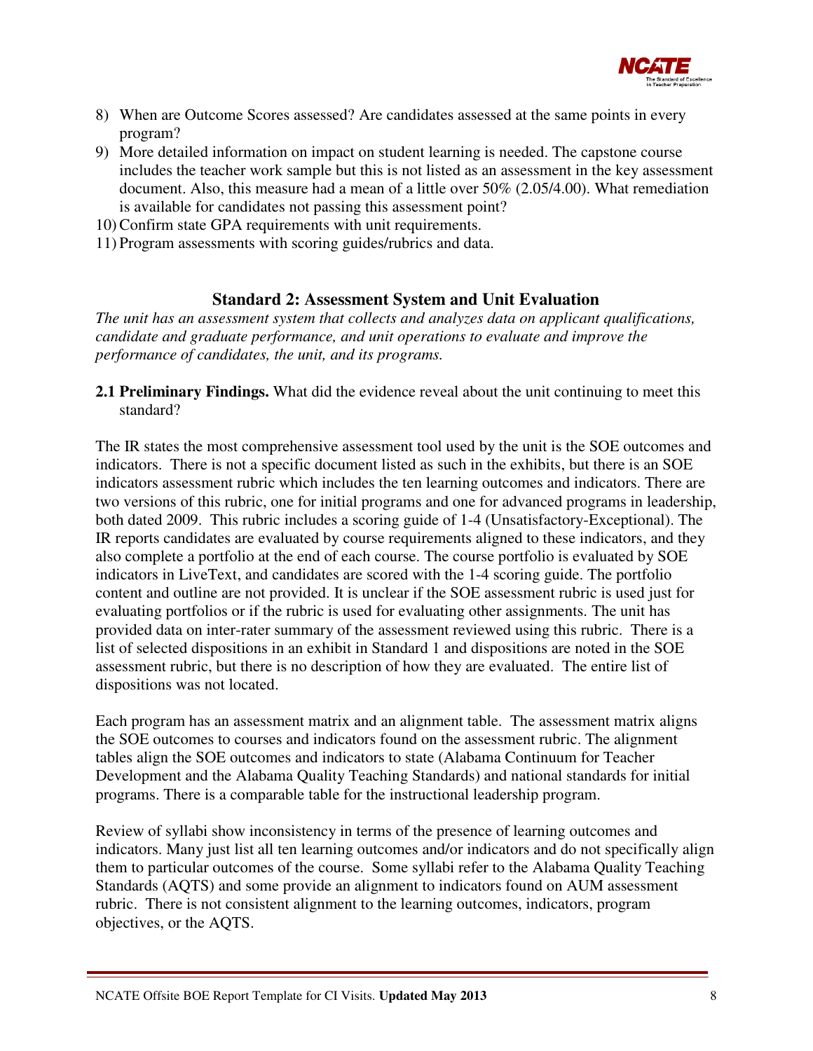8) When are Outcome Scores assessed? Are candidates assessed at the same points in every program?
9) More detailed information on impact on student learning is needed. The capstone course includes the teacher work sample but this is not listed as an assessment in the key assessment document. Also, this measure had a mean of a little over 50% (2.05/4.00). What remediation is available for candidates not passing this assessment point?
10) Confirm state GPA requirements with unit requirements.
11) Program assessments with scoring guides/rubrics and data.

## Standard 2: Assessment System and Unit Evaluation

*The unit has an assessment system that collects and analyzes data on applicant qualifications, candidate and graduate performance, and unit operations to evaluate and improve the performance of candidates, the unit, and its programs.*

**2.1 Preliminary Findings.** What did the evidence reveal about the unit continuing to meet this standard?

The IR states the most comprehensive assessment tool used by the unit is the SOE outcomes and indicators. There is not a specific document listed as such in the exhibits, but there is an SOE indicators assessment rubric which includes the ten learning outcomes and indicators. There are two versions of this rubric, one for initial programs and one for advanced programs in leadership, both dated 2009. This rubric includes a scoring guide of 1-4 (Unsatisfactory-Exceptional). The IR reports candidates are evaluated by course requirements aligned to these indicators, and they also complete a portfolio at the end of each course. The course portfolio is evaluated by SOE indicators in LiveText, and candidates are scored with the 1-4 scoring guide. The portfolio content and outline are not provided. It is unclear if the SOE assessment rubric is used just for evaluating portfolios or if the rubric is used for evaluating other assignments. The unit has provided data on inter-rater summary of the assessment reviewed using this rubric. There is a list of selected dispositions in an exhibit in Standard 1 and dispositions are noted in the SOE assessment rubric, but there is no description of how they are evaluated. The entire list of dispositions was not located.

Each program has an assessment matrix and an alignment table. The assessment matrix aligns the SOE outcomes to courses and indicators found on the assessment rubric. The alignment tables align the SOE outcomes and indicators to state (Alabama Continuum for Teacher Development and the Alabama Quality Teaching Standards) and national standards for initial programs. There is a comparable table for the instructional leadership program.

Review of syllabi show inconsistency in terms of the presence of learning outcomes and indicators. Many just list all ten learning outcomes and/or indicators and do not specifically align them to particular outcomes of the course. Some syllabi refer to the Alabama Quality Teaching Standards (AQTS) and some provide an alignment to indicators found on AUM assessment rubric. There is not consistent alignment to the learning outcomes, indicators, program objectives, or the AQTS.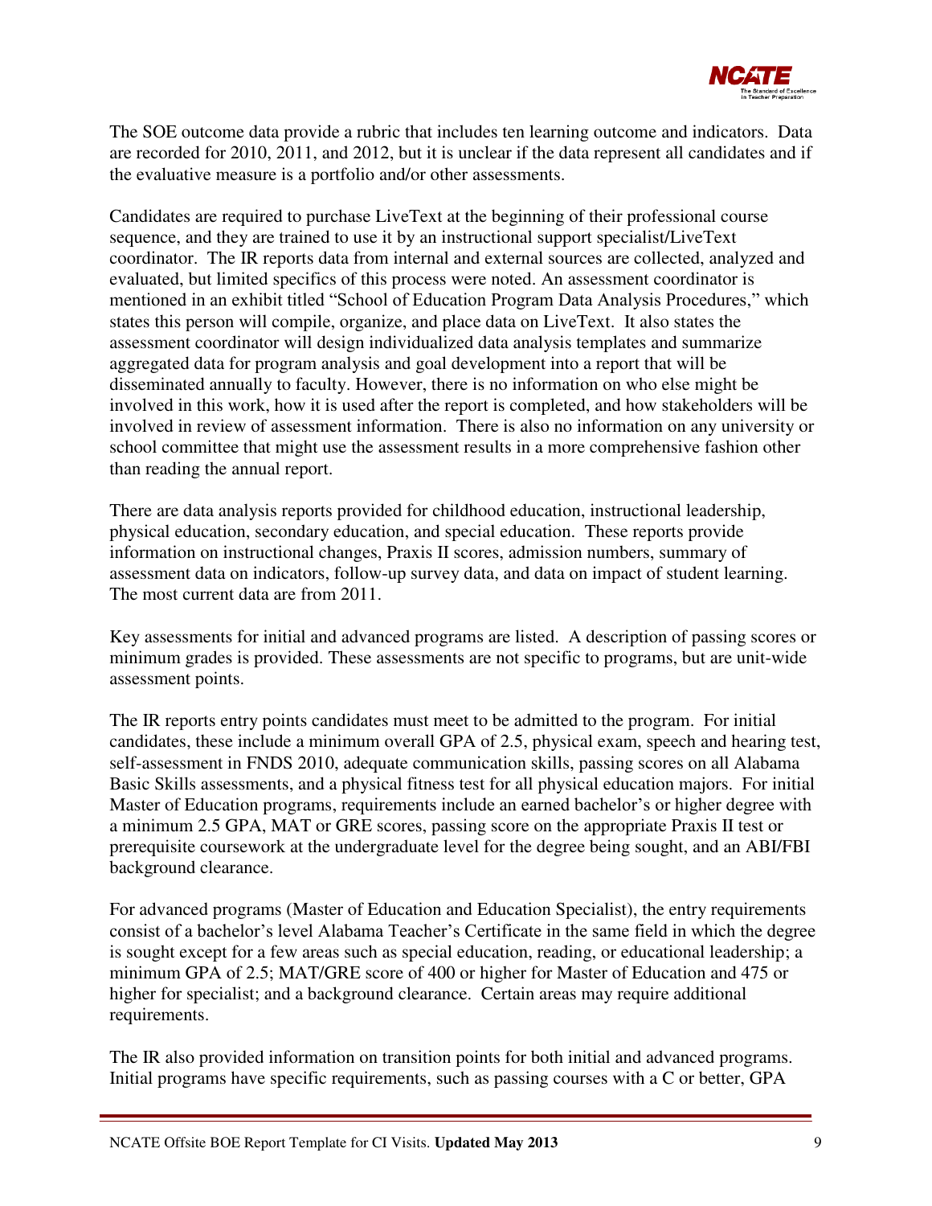The SOE outcome data provide a rubric that includes ten learning outcome and indicators. Data are recorded for 2010, 2011, and 2012, but it is unclear if the data represent all candidates and if the evaluative measure is a portfolio and/or other assessments.

Candidates are required to purchase LiveText at the beginning of their professional course sequence, and they are trained to use it by an instructional support specialist/LiveText coordinator. The IR reports data from internal and external sources are collected, analyzed and evaluated, but limited specifics of this process were noted. An assessment coordinator is mentioned in an exhibit titled "School of Education Program Data Analysis Procedures," which states this person will compile, organize, and place data on LiveText. It also states the assessment coordinator will design individualized data analysis templates and summarize aggregated data for program analysis and goal development into a report that will be disseminated annually to faculty. However, there is no information on who else might be involved in this work, how it is used after the report is completed, and how stakeholders will be involved in review of assessment information. There is also no information on any university or school committee that might use the assessment results in a more comprehensive fashion other than reading the annual report.

There are data analysis reports provided for childhood education, instructional leadership, physical education, secondary education, and special education. These reports provide information on instructional changes, Praxis II scores, admission numbers, summary of assessment data on indicators, follow-up survey data, and data on impact of student learning. The most current data are from 2011.

Key assessments for initial and advanced programs are listed. A description of passing scores or minimum grades is provided. These assessments are not specific to programs, but are unit-wide assessment points.

The IR reports entry points candidates must meet to be admitted to the program. For initial candidates, these include a minimum overall GPA of 2.5, physical exam, speech and hearing test, self-assessment in FNDS 2010, adequate communication skills, passing scores on all Alabama Basic Skills assessments, and a physical fitness test for all physical education majors. For initial Master of Education programs, requirements include an earned bachelor's or higher degree with a minimum 2.5 GPA, MAT or GRE scores, passing score on the appropriate Praxis II test or prerequisite coursework at the undergraduate level for the degree being sought, and an ABI/FBI background clearance.

For advanced programs (Master of Education and Education Specialist), the entry requirements consist of a bachelor's level Alabama Teacher's Certificate in the same field in which the degree is sought except for a few areas such as special education, reading, or educational leadership; a minimum GPA of 2.5; MAT/GRE score of 400 or higher for Master of Education and 475 or higher for specialist; and a background clearance. Certain areas may require additional requirements.

The IR also provided information on transition points for both initial and advanced programs. Initial programs have specific requirements, such as passing courses with a C or better, GPA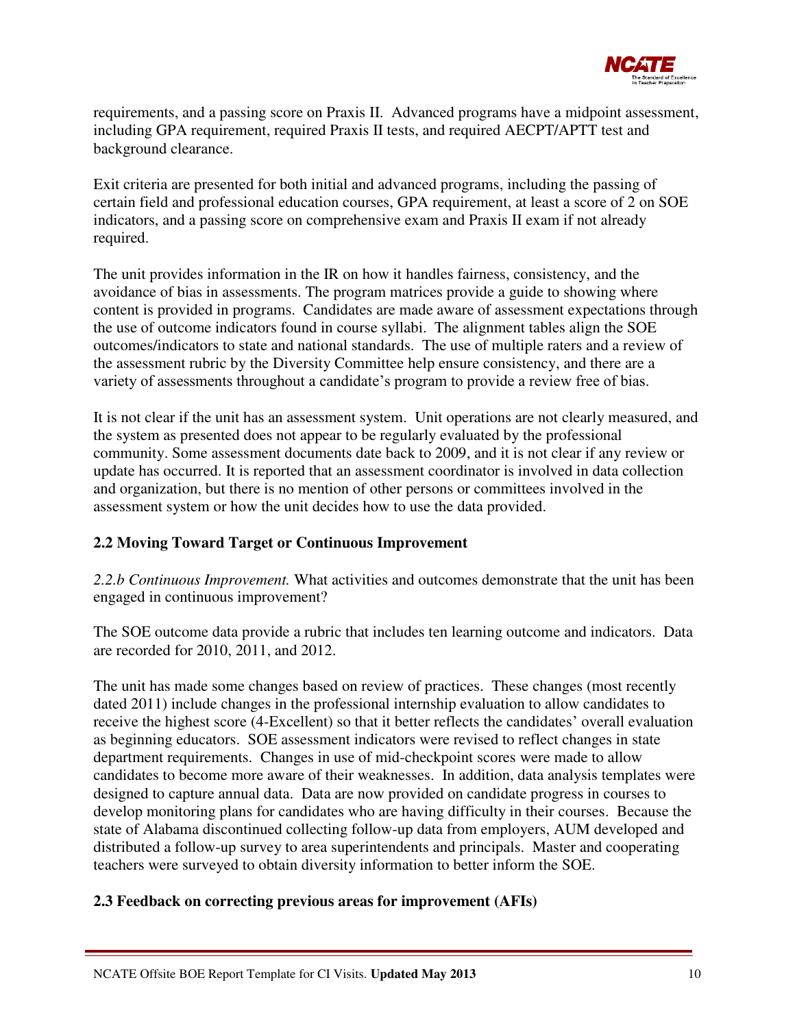requirements, and a passing score on Praxis II. Advanced programs have a midpoint assessment, including GPA requirement, required Praxis II tests, and required AECPT/APTT test and background clearance.

Exit criteria are presented for both initial and advanced programs, including the passing of certain field and professional education courses, GPA requirement, at least a score of 2 on SOE indicators, and a passing score on comprehensive exam and Praxis II exam if not already required.

The unit provides information in the IR on how it handles fairness, consistency, and the avoidance of bias in assessments. The program matrices provide a guide to showing where content is provided in programs. Candidates are made aware of assessment expectations through the use of outcome indicators found in course syllabi. The alignment tables align the SOE outcomes/indicators to state and national standards. The use of multiple raters and a review of the assessment rubric by the Diversity Committee help ensure consistency, and there are a variety of assessments throughout a candidate's program to provide a review free of bias.

It is not clear if the unit has an assessment system. Unit operations are not clearly measured, and the system as presented does not appear to be regularly evaluated by the professional community. Some assessment documents date back to 2009, and it is not clear if any review or update has occurred. It is reported that an assessment coordinator is involved in data collection and organization, but there is no mention of other persons or committees involved in the assessment system or how the unit decides how to use the data provided.

## 2.2 Moving Toward Target or Continuous Improvement

*2.2.b Continuous Improvement.* What activities and outcomes demonstrate that the unit has been engaged in continuous improvement?

The SOE outcome data provide a rubric that includes ten learning outcome and indicators. Data are recorded for 2010, 2011, and 2012.

The unit has made some changes based on review of practices. These changes (most recently dated 2011) include changes in the professional internship evaluation to allow candidates to receive the highest score (4-Excellent) so that it better reflects the candidates' overall evaluation as beginning educators. SOE assessment indicators were revised to reflect changes in state department requirements. Changes in use of mid-checkpoint scores were made to allow candidates to become more aware of their weaknesses. In addition, data analysis templates were designed to capture annual data. Data are now provided on candidate progress in courses to develop monitoring plans for candidates who are having difficulty in their courses. Because the state of Alabama discontinued collecting follow-up data from employers, AUM developed and distributed a follow-up survey to area superintendents and principals. Master and cooperating teachers were surveyed to obtain diversity information to better inform the SOE.

## 2.3 Feedback on correcting previous areas for improvement (AFIs)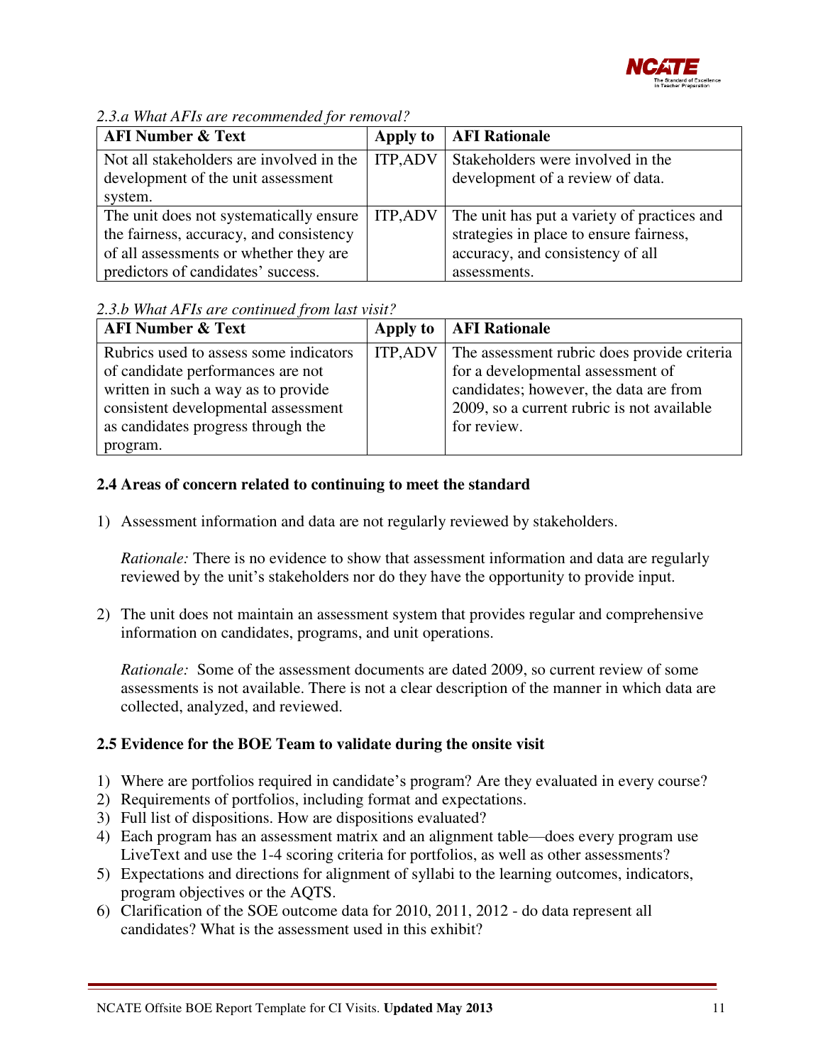*2.3.a What AFIs are recommended for removal?*

| AFI Number & Text | Apply to | AFI Rationale |
| --- | --- | --- |
| Not all stakeholders are involved in the development of the unit assessment system. | ITP,ADV | Stakeholders were involved in the development of a review of data. |
| The unit does not systematically ensure the fairness, accuracy, and consistency of all assessments or whether they are predictors of candidates' success. | ITP,ADV | The unit has put a variety of practices and strategies in place to ensure fairness, accuracy, and consistency of all assessments. |

*2.3.b What AFIs are continued from last visit?*

| AFI Number & Text | Apply to | AFI Rationale |
| --- | --- | --- |
| Rubrics used to assess some indicators of candidate performances are not written in such a way as to provide consistent developmental assessment as candidates progress through the program. | ITP,ADV | The assessment rubric does provide criteria for a developmental assessment of candidates; however, the data are from 2009, so a current rubric is not available for review. |

**2.4 Areas of concern related to continuing to meet the standard**

1) Assessment information and data are not regularly reviewed by stakeholders.

   *Rationale:* There is no evidence to show that assessment information and data are regularly reviewed by the unit's stakeholders nor do they have the opportunity to provide input.

2) The unit does not maintain an assessment system that provides regular and comprehensive information on candidates, programs, and unit operations.

   *Rationale:* Some of the assessment documents are dated 2009, so current review of some assessments is not available. There is not a clear description of the manner in which data are collected, analyzed, and reviewed.

**2.5 Evidence for the BOE Team to validate during the onsite visit**

1) Where are portfolios required in candidate's program? Are they evaluated in every course?
2) Requirements of portfolios, including format and expectations.
3) Full list of dispositions. How are dispositions evaluated?
4) Each program has an assessment matrix and an alignment table—does every program use LiveText and use the 1-4 scoring criteria for portfolios, as well as other assessments?
5) Expectations and directions for alignment of syllabi to the learning outcomes, indicators, program objectives or the AQTS.
6) Clarification of the SOE outcome data for 2010, 2011, 2012 - do data represent all candidates? What is the assessment used in this exhibit?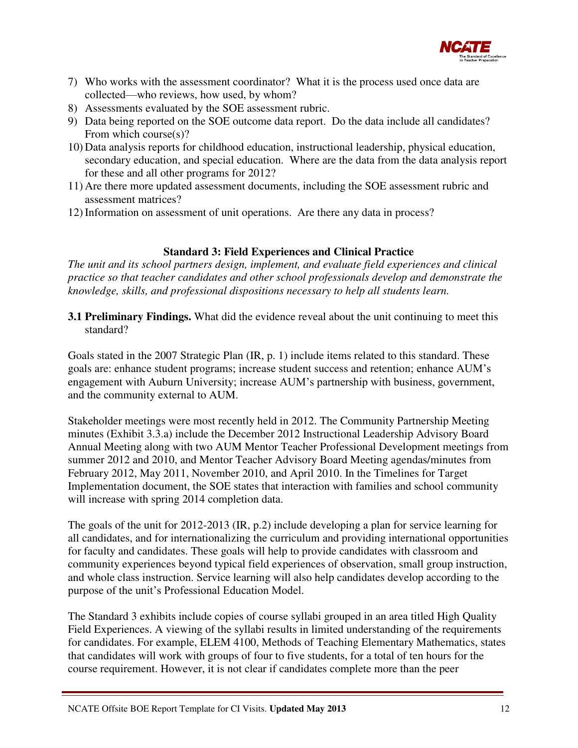7) Who works with the assessment coordinator? What it is the process used once data are collected—who reviews, how used, by whom?
8) Assessments evaluated by the SOE assessment rubric.
9) Data being reported on the SOE outcome data report. Do the data include all candidates? From which course(s)?
10) Data analysis reports for childhood education, instructional leadership, physical education, secondary education, and special education. Where are the data from the data analysis report for these and all other programs for 2012?
11) Are there more updated assessment documents, including the SOE assessment rubric and assessment matrices?
12) Information on assessment of unit operations. Are there any data in process?

### Standard 3: Field Experiences and Clinical Practice

*The unit and its school partners design, implement, and evaluate field experiences and clinical practice so that teacher candidates and other school professionals develop and demonstrate the knowledge, skills, and professional dispositions necessary to help all students learn.*

**3.1 Preliminary Findings.** What did the evidence reveal about the unit continuing to meet this standard?

Goals stated in the 2007 Strategic Plan (IR, p. 1) include items related to this standard. These goals are: enhance student programs; increase student success and retention; enhance AUM's engagement with Auburn University; increase AUM's partnership with business, government, and the community external to AUM.

Stakeholder meetings were most recently held in 2012. The Community Partnership Meeting minutes (Exhibit 3.3.a) include the December 2012 Instructional Leadership Advisory Board Annual Meeting along with two AUM Mentor Teacher Professional Development meetings from summer 2012 and 2010, and Mentor Teacher Advisory Board Meeting agendas/minutes from February 2012, May 2011, November 2010, and April 2010. In the Timelines for Target Implementation document, the SOE states that interaction with families and school community will increase with spring 2014 completion data.

The goals of the unit for 2012-2013 (IR, p.2) include developing a plan for service learning for all candidates, and for internationalizing the curriculum and providing international opportunities for faculty and candidates. These goals will help to provide candidates with classroom and community experiences beyond typical field experiences of observation, small group instruction, and whole class instruction. Service learning will also help candidates develop according to the purpose of the unit's Professional Education Model.

The Standard 3 exhibits include copies of course syllabi grouped in an area titled High Quality Field Experiences. A viewing of the syllabi results in limited understanding of the requirements for candidates. For example, ELEM 4100, Methods of Teaching Elementary Mathematics, states that candidates will work with groups of four to five students, for a total of ten hours for the course requirement. However, it is not clear if candidates complete more than the peer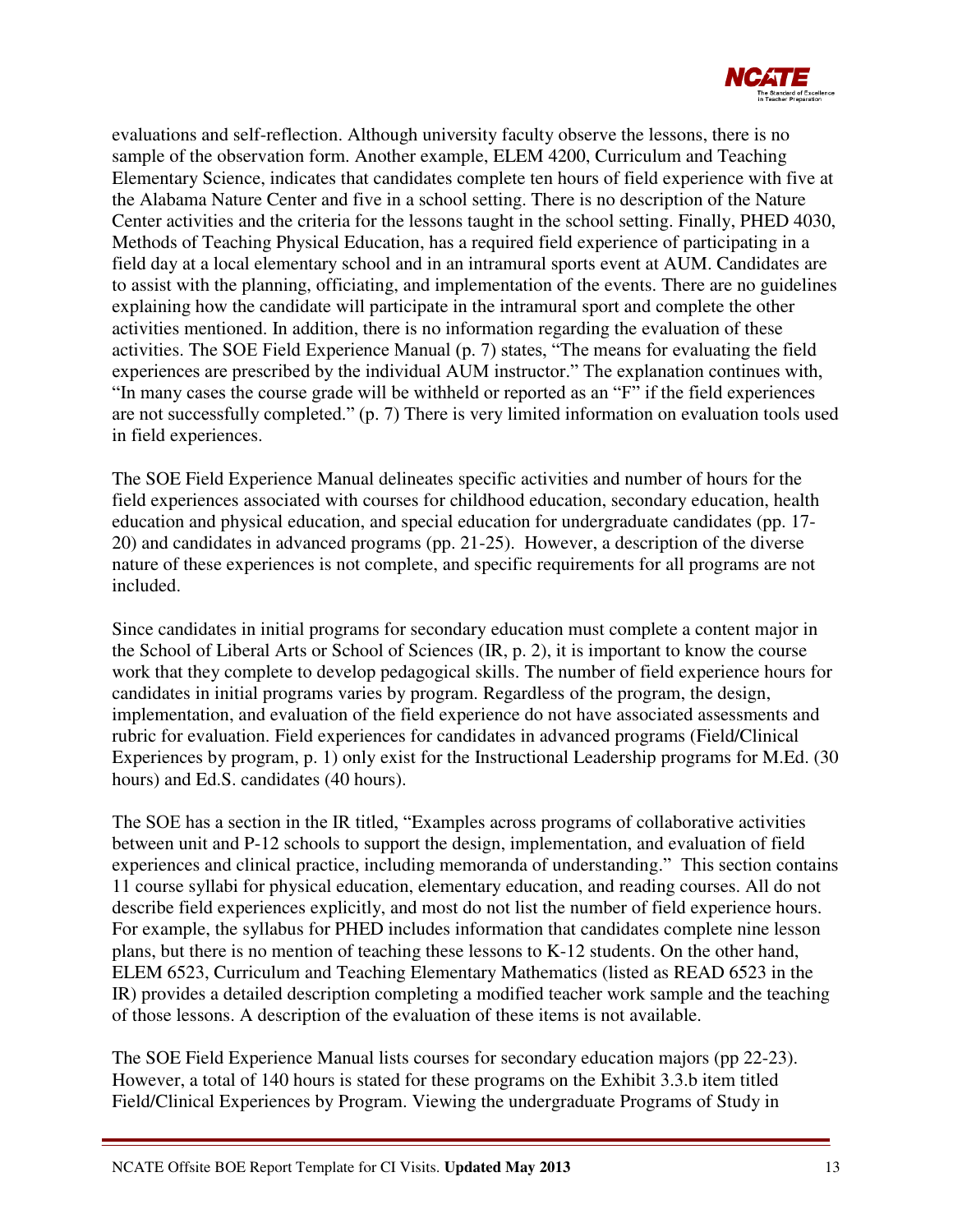evaluations and self-reflection. Although university faculty observe the lessons, there is no sample of the observation form. Another example, ELEM 4200, Curriculum and Teaching Elementary Science, indicates that candidates complete ten hours of field experience with five at the Alabama Nature Center and five in a school setting. There is no description of the Nature Center activities and the criteria for the lessons taught in the school setting. Finally, PHED 4030, Methods of Teaching Physical Education, has a required field experience of participating in a field day at a local elementary school and in an intramural sports event at AUM. Candidates are to assist with the planning, officiating, and implementation of the events. There are no guidelines explaining how the candidate will participate in the intramural sport and complete the other activities mentioned. In addition, there is no information regarding the evaluation of these activities. The SOE Field Experience Manual (p. 7) states, "The means for evaluating the field experiences are prescribed by the individual AUM instructor." The explanation continues with, "In many cases the course grade will be withheld or reported as an "F" if the field experiences are not successfully completed." (p. 7) There is very limited information on evaluation tools used in field experiences.

The SOE Field Experience Manual delineates specific activities and number of hours for the field experiences associated with courses for childhood education, secondary education, health education and physical education, and special education for undergraduate candidates (pp. 17-20) and candidates in advanced programs (pp. 21-25). However, a description of the diverse nature of these experiences is not complete, and specific requirements for all programs are not included.

Since candidates in initial programs for secondary education must complete a content major in the School of Liberal Arts or School of Sciences (IR, p. 2), it is important to know the course work that they complete to develop pedagogical skills. The number of field experience hours for candidates in initial programs varies by program. Regardless of the program, the design, implementation, and evaluation of the field experience do not have associated assessments and rubric for evaluation. Field experiences for candidates in advanced programs (Field/Clinical Experiences by program, p. 1) only exist for the Instructional Leadership programs for M.Ed. (30 hours) and Ed.S. candidates (40 hours).

The SOE has a section in the IR titled, "Examples across programs of collaborative activities between unit and P-12 schools to support the design, implementation, and evaluation of field experiences and clinical practice, including memoranda of understanding." This section contains 11 course syllabi for physical education, elementary education, and reading courses. All do not describe field experiences explicitly, and most do not list the number of field experience hours. For example, the syllabus for PHED includes information that candidates complete nine lesson plans, but there is no mention of teaching these lessons to K-12 students. On the other hand, ELEM 6523, Curriculum and Teaching Elementary Mathematics (listed as READ 6523 in the IR) provides a detailed description completing a modified teacher work sample and the teaching of those lessons. A description of the evaluation of these items is not available.

The SOE Field Experience Manual lists courses for secondary education majors (pp 22-23). However, a total of 140 hours is stated for these programs on the Exhibit 3.3.b item titled Field/Clinical Experiences by Program. Viewing the undergraduate Programs of Study in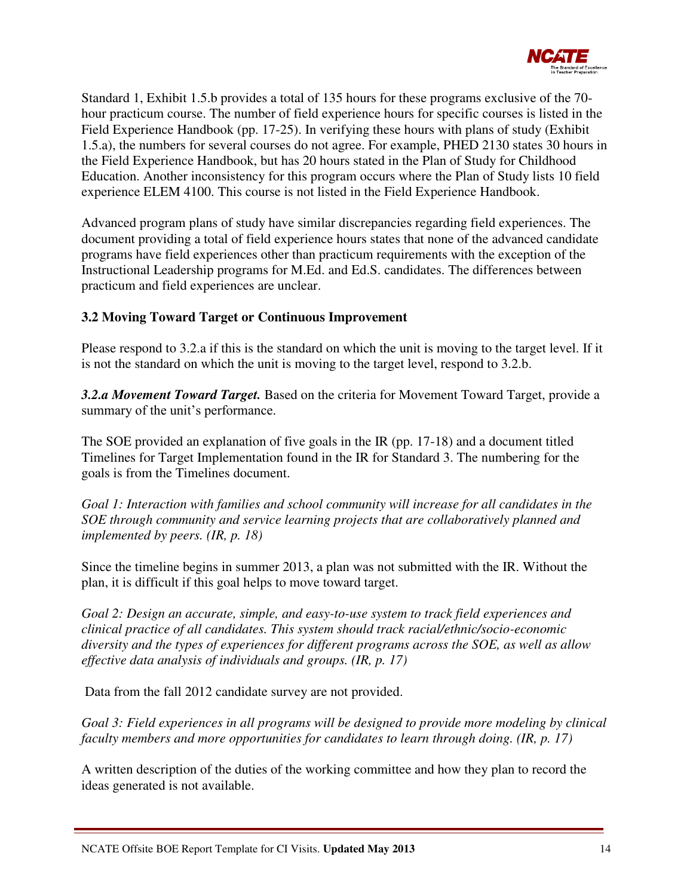Standard 1, Exhibit 1.5.b provides a total of 135 hours for these programs exclusive of the 70-hour practicum course. The number of field experience hours for specific courses is listed in the Field Experience Handbook (pp. 17-25). In verifying these hours with plans of study (Exhibit 1.5.a), the numbers for several courses do not agree. For example, PHED 2130 states 30 hours in the Field Experience Handbook, but has 20 hours stated in the Plan of Study for Childhood Education. Another inconsistency for this program occurs where the Plan of Study lists 10 field experience ELEM 4100. This course is not listed in the Field Experience Handbook.

Advanced program plans of study have similar discrepancies regarding field experiences. The document providing a total of field experience hours states that none of the advanced candidate programs have field experiences other than practicum requirements with the exception of the Instructional Leadership programs for M.Ed. and Ed.S. candidates. The differences between practicum and field experiences are unclear.

**3.2 Moving Toward Target or Continuous Improvement**

Please respond to 3.2.a if this is the standard on which the unit is moving to the target level. If it is not the standard on which the unit is moving to the target level, respond to 3.2.b.

***3.2.a Movement Toward Target.*** Based on the criteria for Movement Toward Target, provide a summary of the unit's performance.

The SOE provided an explanation of five goals in the IR (pp. 17-18) and a document titled Timelines for Target Implementation found in the IR for Standard 3. The numbering for the goals is from the Timelines document.

*Goal 1: Interaction with families and school community will increase for all candidates in the SOE through community and service learning projects that are collaboratively planned and implemented by peers. (IR, p. 18)*

Since the timeline begins in summer 2013, a plan was not submitted with the IR. Without the plan, it is difficult if this goal helps to move toward target.

*Goal 2: Design an accurate, simple, and easy-to-use system to track field experiences and clinical practice of all candidates. This system should track racial/ethnic/socio-economic diversity and the types of experiences for different programs across the SOE, as well as allow effective data analysis of individuals and groups. (IR, p. 17)*

Data from the fall 2012 candidate survey are not provided.

*Goal 3: Field experiences in all programs will be designed to provide more modeling by clinical faculty members and more opportunities for candidates to learn through doing. (IR, p. 17)*

A written description of the duties of the working committee and how they plan to record the ideas generated is not available.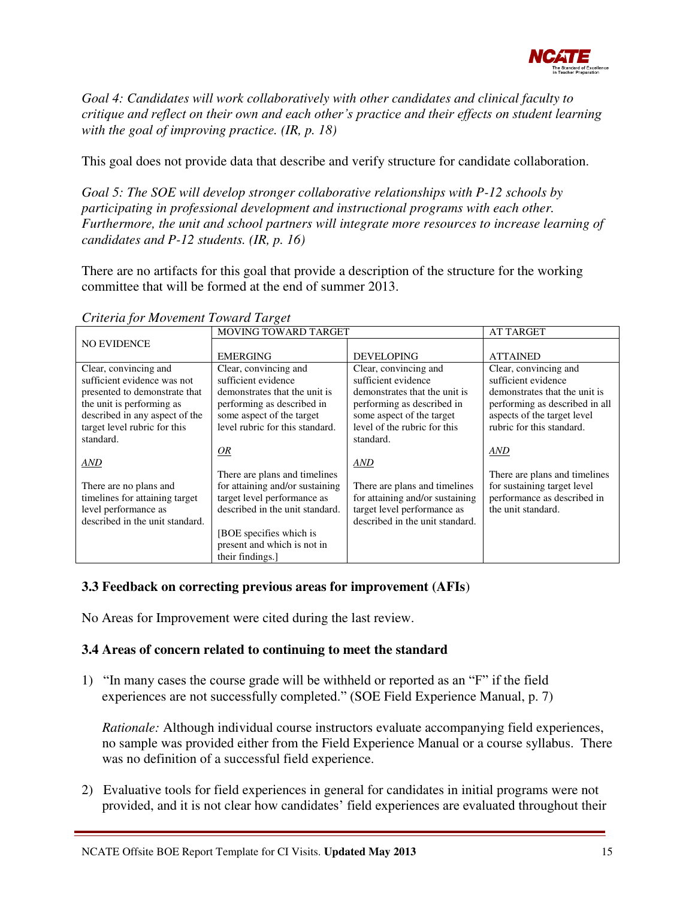*Goal 4: Candidates will work collaboratively with other candidates and clinical faculty to critique and reflect on their own and each other's practice and their effects on student learning with the goal of improving practice. (IR, p. 18)*

This goal does not provide data that describe and verify structure for candidate collaboration.

*Goal 5: The SOE will develop stronger collaborative relationships with P-12 schools by participating in professional development and instructional programs with each other. Furthermore, the unit and school partners will integrate more resources to increase learning of candidates and P-12 students. (IR, p. 16)*

There are no artifacts for this goal that provide a description of the structure for the working committee that will be formed at the end of summer 2013.

*Criteria for Movement Toward Target*

| NO EVIDENCE | MOVING TOWARD TARGET | | AT TARGET |
|---|---|---|---|
| | EMERGING | DEVELOPING | ATTAINED |
| Clear, convincing and sufficient evidence was not presented to demonstrate that the unit is performing as described in any aspect of the target level rubric for this standard.<br><br>*AND*<br><br>There are no plans and timelines for attaining target level performance as described in the unit standard. | Clear, convincing and sufficient evidence demonstrates that the unit is performing as described in some aspect of the target level rubric for this standard.<br><br>*OR*<br><br>There are plans and timelines for attaining and/or sustaining target level performance as described in the unit standard.<br><br>[BOE specifies which is present and which is not in their findings.] | Clear, convincing and sufficient evidence demonstrates that the unit is performing as described in some aspect of the target level of the rubric for this standard.<br><br>*AND*<br><br>There are plans and timelines for attaining and/or sustaining target level performance as described in the unit standard. | Clear, convincing and sufficient evidence demonstrates that the unit is performing as described in all aspects of the target level rubric for this standard.<br><br>*AND*<br><br>There are plans and timelines for sustaining target level performance as described in the unit standard. |

### 3.3 Feedback on correcting previous areas for improvement (AFIs)

No Areas for Improvement were cited during the last review.

### 3.4 Areas of concern related to continuing to meet the standard

1) "In many cases the course grade will be withheld or reported as an "F" if the field experiences are not successfully completed." (SOE Field Experience Manual, p. 7)

   *Rationale:* Although individual course instructors evaluate accompanying field experiences, no sample was provided either from the Field Experience Manual or a course syllabus. There was no definition of a successful field experience.

2) Evaluative tools for field experiences in general for candidates in initial programs were not provided, and it is not clear how candidates' field experiences are evaluated throughout their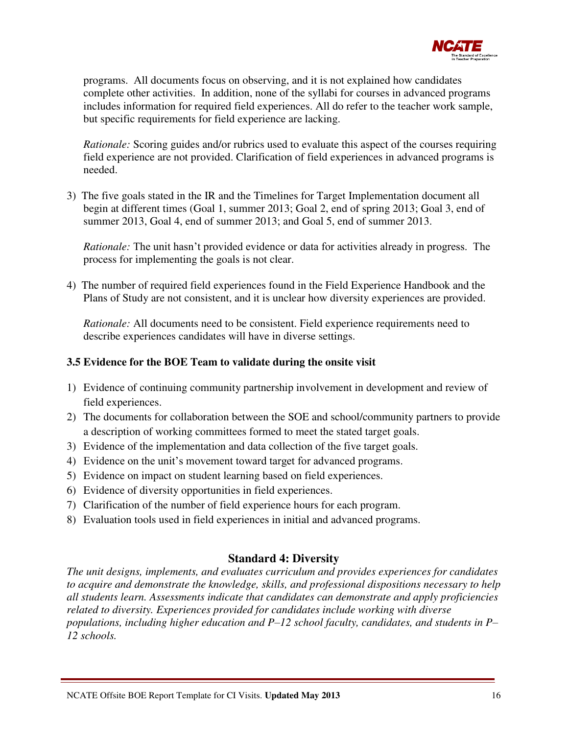programs. All documents focus on observing, and it is not explained how candidates complete other activities. In addition, none of the syllabi for courses in advanced programs includes information for required field experiences. All do refer to the teacher work sample, but specific requirements for field experience are lacking.

*Rationale:* Scoring guides and/or rubrics used to evaluate this aspect of the courses requiring field experience are not provided. Clarification of field experiences in advanced programs is needed.

3) The five goals stated in the IR and the Timelines for Target Implementation document all begin at different times (Goal 1, summer 2013; Goal 2, end of spring 2013; Goal 3, end of summer 2013, Goal 4, end of summer 2013; and Goal 5, end of summer 2013.

   *Rationale:* The unit hasn't provided evidence or data for activities already in progress. The process for implementing the goals is not clear.

4) The number of required field experiences found in the Field Experience Handbook and the Plans of Study are not consistent, and it is unclear how diversity experiences are provided.

   *Rationale:* All documents need to be consistent. Field experience requirements need to describe experiences candidates will have in diverse settings.

### 3.5 Evidence for the BOE Team to validate during the onsite visit

1) Evidence of continuing community partnership involvement in development and review of field experiences.
2) The documents for collaboration between the SOE and school/community partners to provide a description of working committees formed to meet the stated target goals.
3) Evidence of the implementation and data collection of the five target goals.
4) Evidence on the unit's movement toward target for advanced programs.
5) Evidence on impact on student learning based on field experiences.
6) Evidence of diversity opportunities in field experiences.
7) Clarification of the number of field experience hours for each program.
8) Evaluation tools used in field experiences in initial and advanced programs.

## Standard 4: Diversity

*The unit designs, implements, and evaluates curriculum and provides experiences for candidates to acquire and demonstrate the knowledge, skills, and professional dispositions necessary to help all students learn. Assessments indicate that candidates can demonstrate and apply proficiencies related to diversity. Experiences provided for candidates include working with diverse populations, including higher education and P–12 school faculty, candidates, and students in P–12 schools.*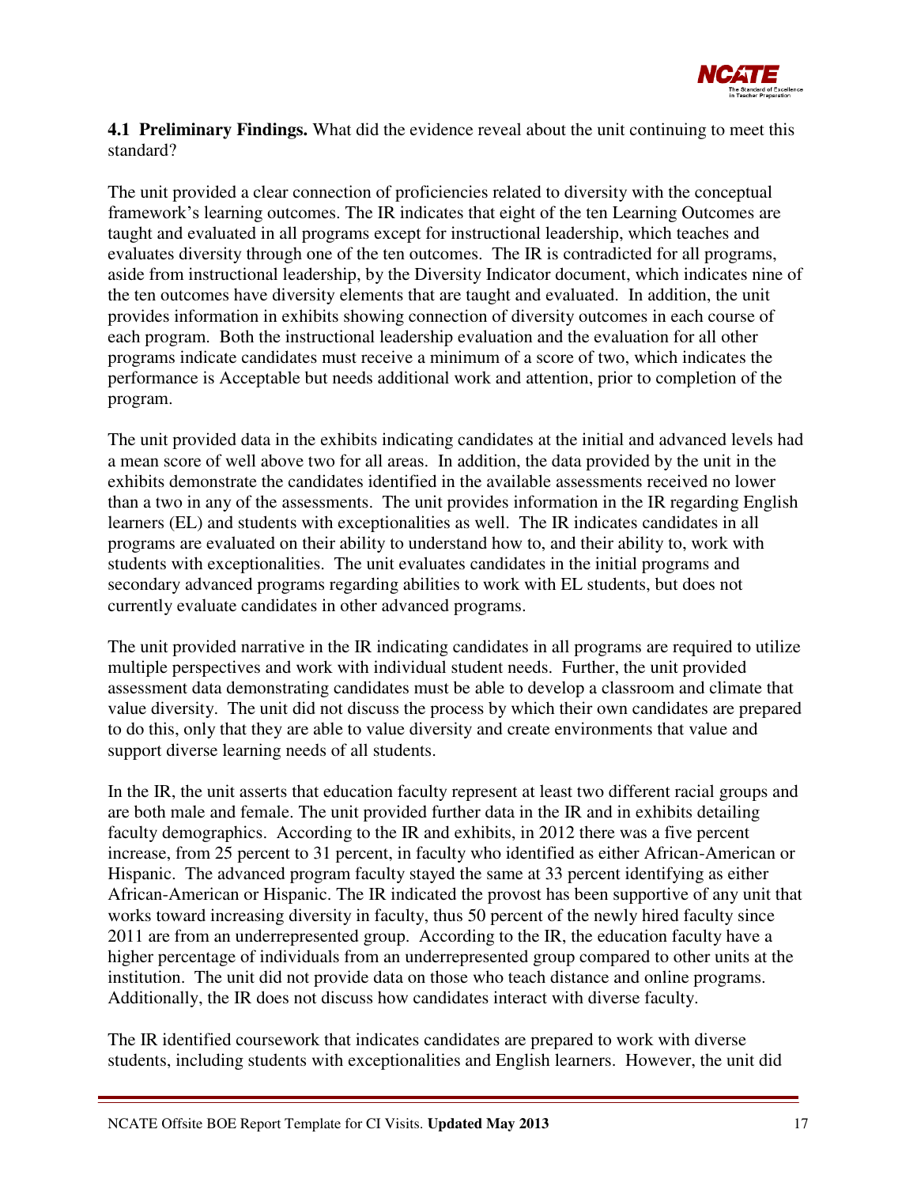**4.1 Preliminary Findings.** What did the evidence reveal about the unit continuing to meet this standard?

The unit provided a clear connection of proficiencies related to diversity with the conceptual framework's learning outcomes. The IR indicates that eight of the ten Learning Outcomes are taught and evaluated in all programs except for instructional leadership, which teaches and evaluates diversity through one of the ten outcomes. The IR is contradicted for all programs, aside from instructional leadership, by the Diversity Indicator document, which indicates nine of the ten outcomes have diversity elements that are taught and evaluated. In addition, the unit provides information in exhibits showing connection of diversity outcomes in each course of each program. Both the instructional leadership evaluation and the evaluation for all other programs indicate candidates must receive a minimum of a score of two, which indicates the performance is Acceptable but needs additional work and attention, prior to completion of the program.

The unit provided data in the exhibits indicating candidates at the initial and advanced levels had a mean score of well above two for all areas. In addition, the data provided by the unit in the exhibits demonstrate the candidates identified in the available assessments received no lower than a two in any of the assessments. The unit provides information in the IR regarding English learners (EL) and students with exceptionalities as well. The IR indicates candidates in all programs are evaluated on their ability to understand how to, and their ability to, work with students with exceptionalities. The unit evaluates candidates in the initial programs and secondary advanced programs regarding abilities to work with EL students, but does not currently evaluate candidates in other advanced programs.

The unit provided narrative in the IR indicating candidates in all programs are required to utilize multiple perspectives and work with individual student needs. Further, the unit provided assessment data demonstrating candidates must be able to develop a classroom and climate that value diversity. The unit did not discuss the process by which their own candidates are prepared to do this, only that they are able to value diversity and create environments that value and support diverse learning needs of all students.

In the IR, the unit asserts that education faculty represent at least two different racial groups and are both male and female. The unit provided further data in the IR and in exhibits detailing faculty demographics. According to the IR and exhibits, in 2012 there was a five percent increase, from 25 percent to 31 percent, in faculty who identified as either African-American or Hispanic. The advanced program faculty stayed the same at 33 percent identifying as either African-American or Hispanic. The IR indicated the provost has been supportive of any unit that works toward increasing diversity in faculty, thus 50 percent of the newly hired faculty since 2011 are from an underrepresented group. According to the IR, the education faculty have a higher percentage of individuals from an underrepresented group compared to other units at the institution. The unit did not provide data on those who teach distance and online programs. Additionally, the IR does not discuss how candidates interact with diverse faculty.

The IR identified coursework that indicates candidates are prepared to work with diverse students, including students with exceptionalities and English learners. However, the unit did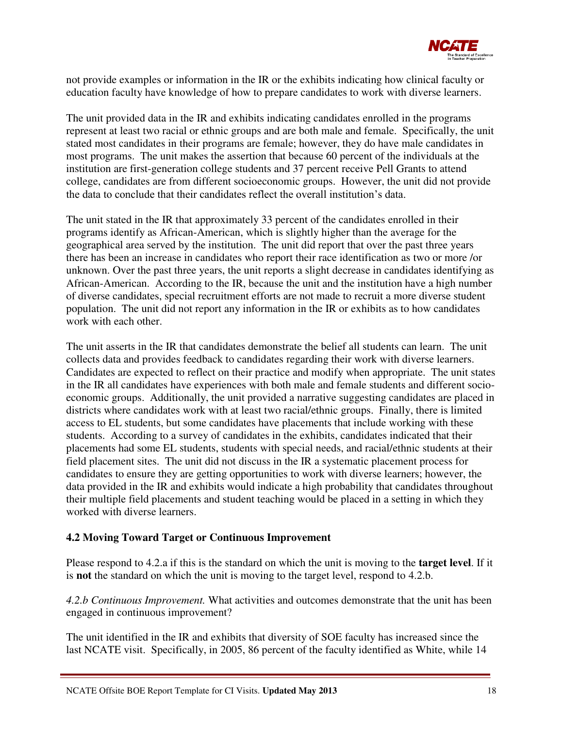not provide examples or information in the IR or the exhibits indicating how clinical faculty or education faculty have knowledge of how to prepare candidates to work with diverse learners.

The unit provided data in the IR and exhibits indicating candidates enrolled in the programs represent at least two racial or ethnic groups and are both male and female. Specifically, the unit stated most candidates in their programs are female; however, they do have male candidates in most programs. The unit makes the assertion that because 60 percent of the individuals at the institution are first-generation college students and 37 percent receive Pell Grants to attend college, candidates are from different socioeconomic groups. However, the unit did not provide the data to conclude that their candidates reflect the overall institution's data.

The unit stated in the IR that approximately 33 percent of the candidates enrolled in their programs identify as African-American, which is slightly higher than the average for the geographical area served by the institution. The unit did report that over the past three years there has been an increase in candidates who report their race identification as two or more /or unknown. Over the past three years, the unit reports a slight decrease in candidates identifying as African-American. According to the IR, because the unit and the institution have a high number of diverse candidates, special recruitment efforts are not made to recruit a more diverse student population. The unit did not report any information in the IR or exhibits as to how candidates work with each other.

The unit asserts in the IR that candidates demonstrate the belief all students can learn. The unit collects data and provides feedback to candidates regarding their work with diverse learners. Candidates are expected to reflect on their practice and modify when appropriate. The unit states in the IR all candidates have experiences with both male and female students and different socio-economic groups. Additionally, the unit provided a narrative suggesting candidates are placed in districts where candidates work with at least two racial/ethnic groups. Finally, there is limited access to EL students, but some candidates have placements that include working with these students. According to a survey of candidates in the exhibits, candidates indicated that their placements had some EL students, students with special needs, and racial/ethnic students at their field placement sites. The unit did not discuss in the IR a systematic placement process for candidates to ensure they are getting opportunities to work with diverse learners; however, the data provided in the IR and exhibits would indicate a high probability that candidates throughout their multiple field placements and student teaching would be placed in a setting in which they worked with diverse learners.

### 4.2 Moving Toward Target or Continuous Improvement

Please respond to 4.2.a if this is the standard on which the unit is moving to the **target level**. If it is **not** the standard on which the unit is moving to the target level, respond to 4.2.b.

*4.2.b Continuous Improvement.* What activities and outcomes demonstrate that the unit has been engaged in continuous improvement?

The unit identified in the IR and exhibits that diversity of SOE faculty has increased since the last NCATE visit. Specifically, in 2005, 86 percent of the faculty identified as White, while 14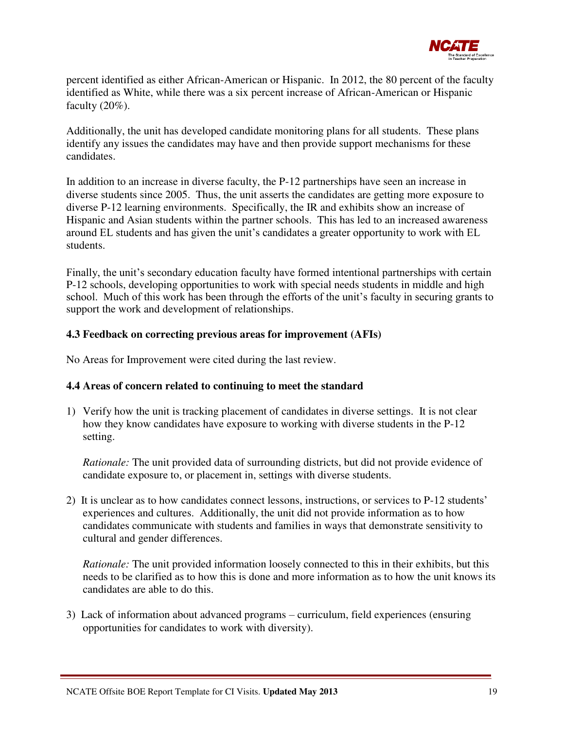percent identified as either African-American or Hispanic. In 2012, the 80 percent of the faculty identified as White, while there was a six percent increase of African-American or Hispanic faculty (20%).

Additionally, the unit has developed candidate monitoring plans for all students. These plans identify any issues the candidates may have and then provide support mechanisms for these candidates.

In addition to an increase in diverse faculty, the P-12 partnerships have seen an increase in diverse students since 2005. Thus, the unit asserts the candidates are getting more exposure to diverse P-12 learning environments. Specifically, the IR and exhibits show an increase of Hispanic and Asian students within the partner schools. This has led to an increased awareness around EL students and has given the unit's candidates a greater opportunity to work with EL students.

Finally, the unit's secondary education faculty have formed intentional partnerships with certain P-12 schools, developing opportunities to work with special needs students in middle and high school. Much of this work has been through the efforts of the unit's faculty in securing grants to support the work and development of relationships.

**4.3 Feedback on correcting previous areas for improvement (AFIs)**

No Areas for Improvement were cited during the last review.

**4.4 Areas of concern related to continuing to meet the standard**

1) Verify how the unit is tracking placement of candidates in diverse settings. It is not clear how they know candidates have exposure to working with diverse students in the P-12 setting.

   *Rationale:* The unit provided data of surrounding districts, but did not provide evidence of candidate exposure to, or placement in, settings with diverse students.

2) It is unclear as to how candidates connect lessons, instructions, or services to P-12 students' experiences and cultures. Additionally, the unit did not provide information as to how candidates communicate with students and families in ways that demonstrate sensitivity to cultural and gender differences.

   *Rationale:* The unit provided information loosely connected to this in their exhibits, but this needs to be clarified as to how this is done and more information as to how the unit knows its candidates are able to do this.

3) Lack of information about advanced programs – curriculum, field experiences (ensuring opportunities for candidates to work with diversity).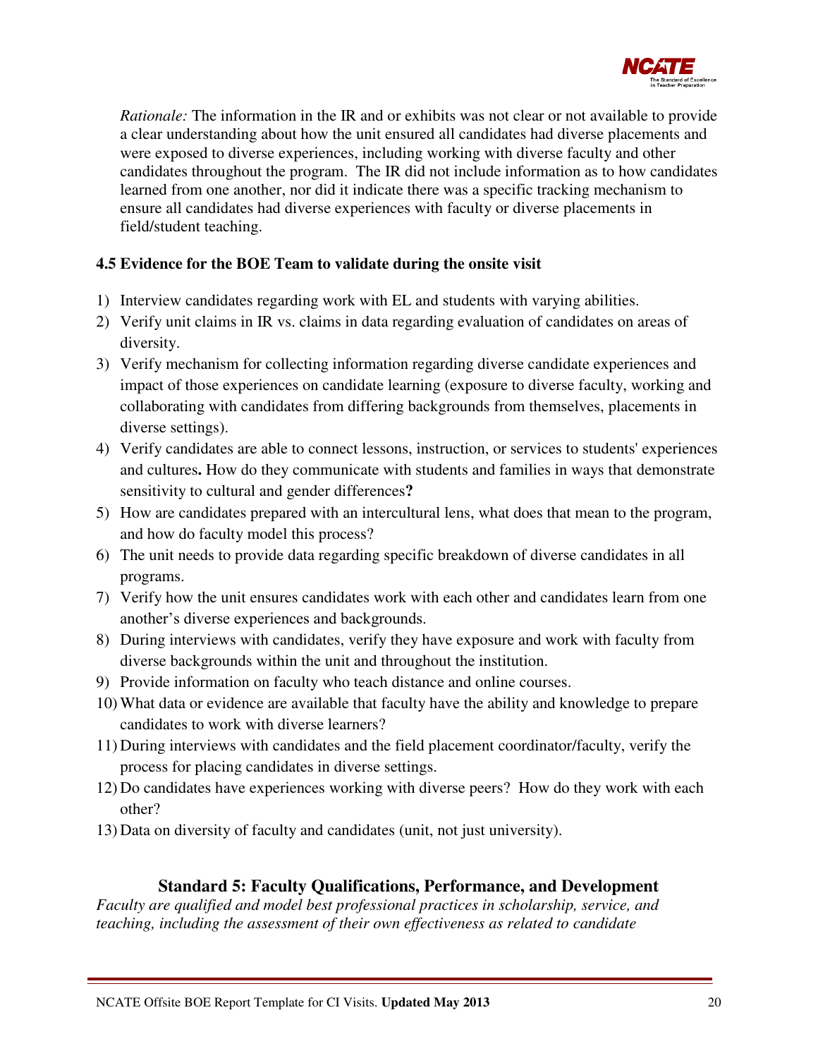*Rationale:* The information in the IR and or exhibits was not clear or not available to provide a clear understanding about how the unit ensured all candidates had diverse placements and were exposed to diverse experiences, including working with diverse faculty and other candidates throughout the program. The IR did not include information as to how candidates learned from one another, nor did it indicate there was a specific tracking mechanism to ensure all candidates had diverse experiences with faculty or diverse placements in field/student teaching.

**4.5 Evidence for the BOE Team to validate during the onsite visit**

1) Interview candidates regarding work with EL and students with varying abilities.
2) Verify unit claims in IR vs. claims in data regarding evaluation of candidates on areas of diversity.
3) Verify mechanism for collecting information regarding diverse candidate experiences and impact of those experiences on candidate learning (exposure to diverse faculty, working and collaborating with candidates from differing backgrounds from themselves, placements in diverse settings).
4) Verify candidates are able to connect lessons, instruction, or services to students' experiences and cultures**.** How do they communicate with students and families in ways that demonstrate sensitivity to cultural and gender differences**?**
5) How are candidates prepared with an intercultural lens, what does that mean to the program, and how do faculty model this process?
6) The unit needs to provide data regarding specific breakdown of diverse candidates in all programs.
7) Verify how the unit ensures candidates work with each other and candidates learn from one another's diverse experiences and backgrounds.
8) During interviews with candidates, verify they have exposure and work with faculty from diverse backgrounds within the unit and throughout the institution.
9) Provide information on faculty who teach distance and online courses.
10) What data or evidence are available that faculty have the ability and knowledge to prepare candidates to work with diverse learners?
11) During interviews with candidates and the field placement coordinator/faculty, verify the process for placing candidates in diverse settings.
12) Do candidates have experiences working with diverse peers? How do they work with each other?
13) Data on diversity of faculty and candidates (unit, not just university).

## Standard 5: Faculty Qualifications, Performance, and Development

*Faculty are qualified and model best professional practices in scholarship, service, and teaching, including the assessment of their own effectiveness as related to candidate*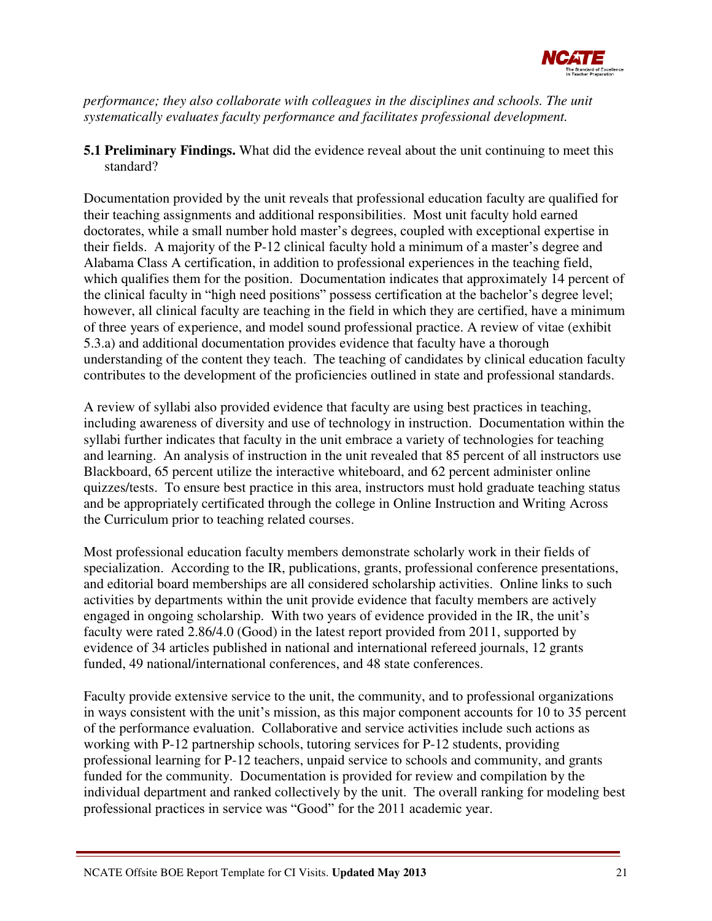*performance; they also collaborate with colleagues in the disciplines and schools. The unit systematically evaluates faculty performance and facilitates professional development.*

**5.1 Preliminary Findings.** What did the evidence reveal about the unit continuing to meet this standard?

Documentation provided by the unit reveals that professional education faculty are qualified for their teaching assignments and additional responsibilities. Most unit faculty hold earned doctorates, while a small number hold master's degrees, coupled with exceptional expertise in their fields. A majority of the P-12 clinical faculty hold a minimum of a master's degree and Alabama Class A certification, in addition to professional experiences in the teaching field, which qualifies them for the position. Documentation indicates that approximately 14 percent of the clinical faculty in "high need positions" possess certification at the bachelor's degree level; however, all clinical faculty are teaching in the field in which they are certified, have a minimum of three years of experience, and model sound professional practice. A review of vitae (exhibit 5.3.a) and additional documentation provides evidence that faculty have a thorough understanding of the content they teach. The teaching of candidates by clinical education faculty contributes to the development of the proficiencies outlined in state and professional standards.

A review of syllabi also provided evidence that faculty are using best practices in teaching, including awareness of diversity and use of technology in instruction. Documentation within the syllabi further indicates that faculty in the unit embrace a variety of technologies for teaching and learning. An analysis of instruction in the unit revealed that 85 percent of all instructors use Blackboard, 65 percent utilize the interactive whiteboard, and 62 percent administer online quizzes/tests. To ensure best practice in this area, instructors must hold graduate teaching status and be appropriately certificated through the college in Online Instruction and Writing Across the Curriculum prior to teaching related courses.

Most professional education faculty members demonstrate scholarly work in their fields of specialization. According to the IR, publications, grants, professional conference presentations, and editorial board memberships are all considered scholarship activities. Online links to such activities by departments within the unit provide evidence that faculty members are actively engaged in ongoing scholarship. With two years of evidence provided in the IR, the unit's faculty were rated 2.86/4.0 (Good) in the latest report provided from 2011, supported by evidence of 34 articles published in national and international refereed journals, 12 grants funded, 49 national/international conferences, and 48 state conferences.

Faculty provide extensive service to the unit, the community, and to professional organizations in ways consistent with the unit's mission, as this major component accounts for 10 to 35 percent of the performance evaluation. Collaborative and service activities include such actions as working with P-12 partnership schools, tutoring services for P-12 students, providing professional learning for P-12 teachers, unpaid service to schools and community, and grants funded for the community. Documentation is provided for review and compilation by the individual department and ranked collectively by the unit. The overall ranking for modeling best professional practices in service was "Good" for the 2011 academic year.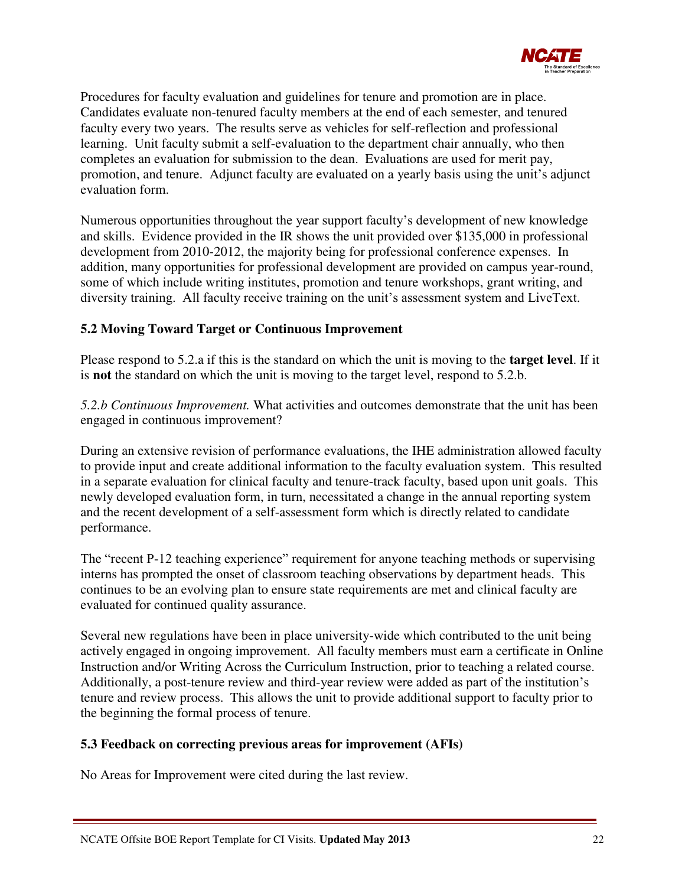Procedures for faculty evaluation and guidelines for tenure and promotion are in place. Candidates evaluate non-tenured faculty members at the end of each semester, and tenured faculty every two years. The results serve as vehicles for self-reflection and professional learning. Unit faculty submit a self-evaluation to the department chair annually, who then completes an evaluation for submission to the dean. Evaluations are used for merit pay, promotion, and tenure. Adjunct faculty are evaluated on a yearly basis using the unit's adjunct evaluation form.

Numerous opportunities throughout the year support faculty's development of new knowledge and skills. Evidence provided in the IR shows the unit provided over $135,000 in professional development from 2010-2012, the majority being for professional conference expenses. In addition, many opportunities for professional development are provided on campus year-round, some of which include writing institutes, promotion and tenure workshops, grant writing, and diversity training. All faculty receive training on the unit's assessment system and LiveText.

### 5.2 Moving Toward Target or Continuous Improvement

Please respond to 5.2.a if this is the standard on which the unit is moving to the **target level**. If it is **not** the standard on which the unit is moving to the target level, respond to 5.2.b.

*5.2.b Continuous Improvement.* What activities and outcomes demonstrate that the unit has been engaged in continuous improvement?

During an extensive revision of performance evaluations, the IHE administration allowed faculty to provide input and create additional information to the faculty evaluation system. This resulted in a separate evaluation for clinical faculty and tenure-track faculty, based upon unit goals. This newly developed evaluation form, in turn, necessitated a change in the annual reporting system and the recent development of a self-assessment form which is directly related to candidate performance.

The "recent P-12 teaching experience" requirement for anyone teaching methods or supervising interns has prompted the onset of classroom teaching observations by department heads. This continues to be an evolving plan to ensure state requirements are met and clinical faculty are evaluated for continued quality assurance.

Several new regulations have been in place university-wide which contributed to the unit being actively engaged in ongoing improvement. All faculty members must earn a certificate in Online Instruction and/or Writing Across the Curriculum Instruction, prior to teaching a related course. Additionally, a post-tenure review and third-year review were added as part of the institution's tenure and review process. This allows the unit to provide additional support to faculty prior to the beginning the formal process of tenure.

### 5.3 Feedback on correcting previous areas for improvement (AFIs)

No Areas for Improvement were cited during the last review.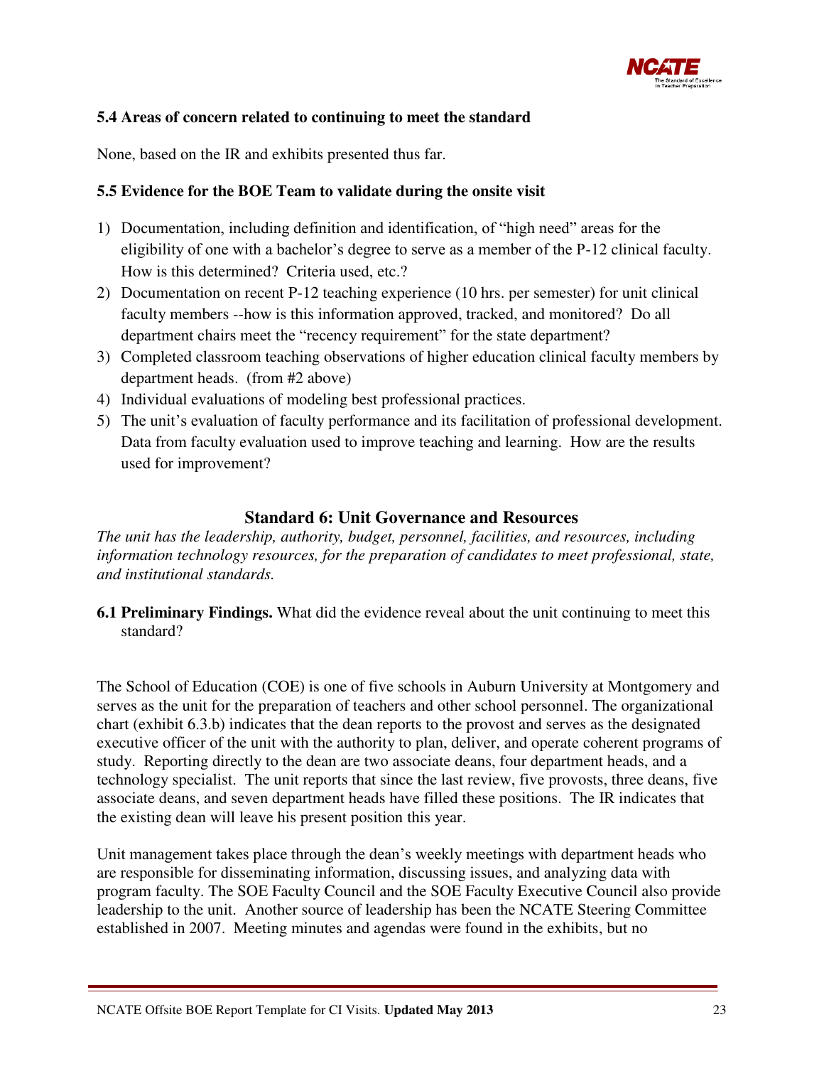**5.4 Areas of concern related to continuing to meet the standard**

None, based on the IR and exhibits presented thus far.

**5.5 Evidence for the BOE Team to validate during the onsite visit**

1) Documentation, including definition and identification, of "high need" areas for the eligibility of one with a bachelor's degree to serve as a member of the P-12 clinical faculty. How is this determined? Criteria used, etc.?
2) Documentation on recent P-12 teaching experience (10 hrs. per semester) for unit clinical faculty members --how is this information approved, tracked, and monitored? Do all department chairs meet the "recency requirement" for the state department?
3) Completed classroom teaching observations of higher education clinical faculty members by department heads. (from #2 above)
4) Individual evaluations of modeling best professional practices.
5) The unit's evaluation of faculty performance and its facilitation of professional development. Data from faculty evaluation used to improve teaching and learning. How are the results used for improvement?

## Standard 6: Unit Governance and Resources

*The unit has the leadership, authority, budget, personnel, facilities, and resources, including information technology resources, for the preparation of candidates to meet professional, state, and institutional standards.*

**6.1 Preliminary Findings.** What did the evidence reveal about the unit continuing to meet this standard?

The School of Education (COE) is one of five schools in Auburn University at Montgomery and serves as the unit for the preparation of teachers and other school personnel. The organizational chart (exhibit 6.3.b) indicates that the dean reports to the provost and serves as the designated executive officer of the unit with the authority to plan, deliver, and operate coherent programs of study. Reporting directly to the dean are two associate deans, four department heads, and a technology specialist. The unit reports that since the last review, five provosts, three deans, five associate deans, and seven department heads have filled these positions. The IR indicates that the existing dean will leave his present position this year.

Unit management takes place through the dean's weekly meetings with department heads who are responsible for disseminating information, discussing issues, and analyzing data with program faculty. The SOE Faculty Council and the SOE Faculty Executive Council also provide leadership to the unit. Another source of leadership has been the NCATE Steering Committee established in 2007. Meeting minutes and agendas were found in the exhibits, but no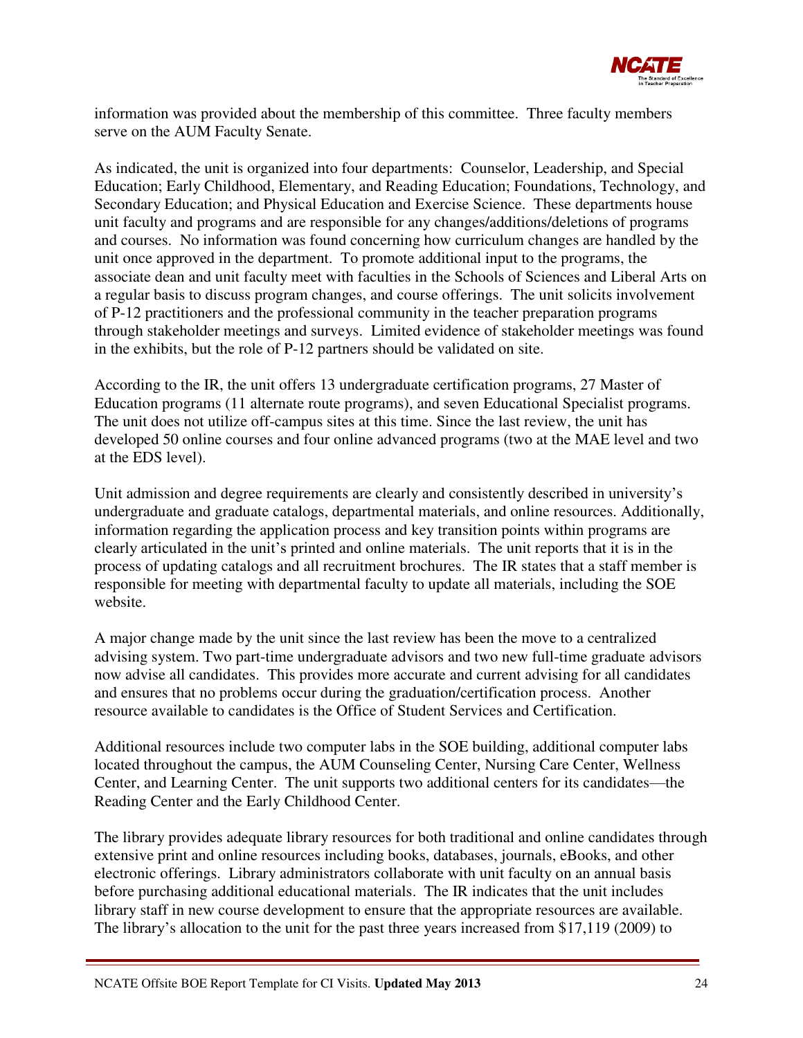information was provided about the membership of this committee. Three faculty members serve on the AUM Faculty Senate.

As indicated, the unit is organized into four departments: Counselor, Leadership, and Special Education; Early Childhood, Elementary, and Reading Education; Foundations, Technology, and Secondary Education; and Physical Education and Exercise Science. These departments house unit faculty and programs and are responsible for any changes/additions/deletions of programs and courses. No information was found concerning how curriculum changes are handled by the unit once approved in the department. To promote additional input to the programs, the associate dean and unit faculty meet with faculties in the Schools of Sciences and Liberal Arts on a regular basis to discuss program changes, and course offerings. The unit solicits involvement of P-12 practitioners and the professional community in the teacher preparation programs through stakeholder meetings and surveys. Limited evidence of stakeholder meetings was found in the exhibits, but the role of P-12 partners should be validated on site.

According to the IR, the unit offers 13 undergraduate certification programs, 27 Master of Education programs (11 alternate route programs), and seven Educational Specialist programs. The unit does not utilize off-campus sites at this time. Since the last review, the unit has developed 50 online courses and four online advanced programs (two at the MAE level and two at the EDS level).

Unit admission and degree requirements are clearly and consistently described in university's undergraduate and graduate catalogs, departmental materials, and online resources. Additionally, information regarding the application process and key transition points within programs are clearly articulated in the unit's printed and online materials. The unit reports that it is in the process of updating catalogs and all recruitment brochures. The IR states that a staff member is responsible for meeting with departmental faculty to update all materials, including the SOE website.

A major change made by the unit since the last review has been the move to a centralized advising system. Two part-time undergraduate advisors and two new full-time graduate advisors now advise all candidates. This provides more accurate and current advising for all candidates and ensures that no problems occur during the graduation/certification process. Another resource available to candidates is the Office of Student Services and Certification.

Additional resources include two computer labs in the SOE building, additional computer labs located throughout the campus, the AUM Counseling Center, Nursing Care Center, Wellness Center, and Learning Center. The unit supports two additional centers for its candidates—the Reading Center and the Early Childhood Center.

The library provides adequate library resources for both traditional and online candidates through extensive print and online resources including books, databases, journals, eBooks, and other electronic offerings. Library administrators collaborate with unit faculty on an annual basis before purchasing additional educational materials. The IR indicates that the unit includes library staff in new course development to ensure that the appropriate resources are available. The library's allocation to the unit for the past three years increased from $17,119 (2009) to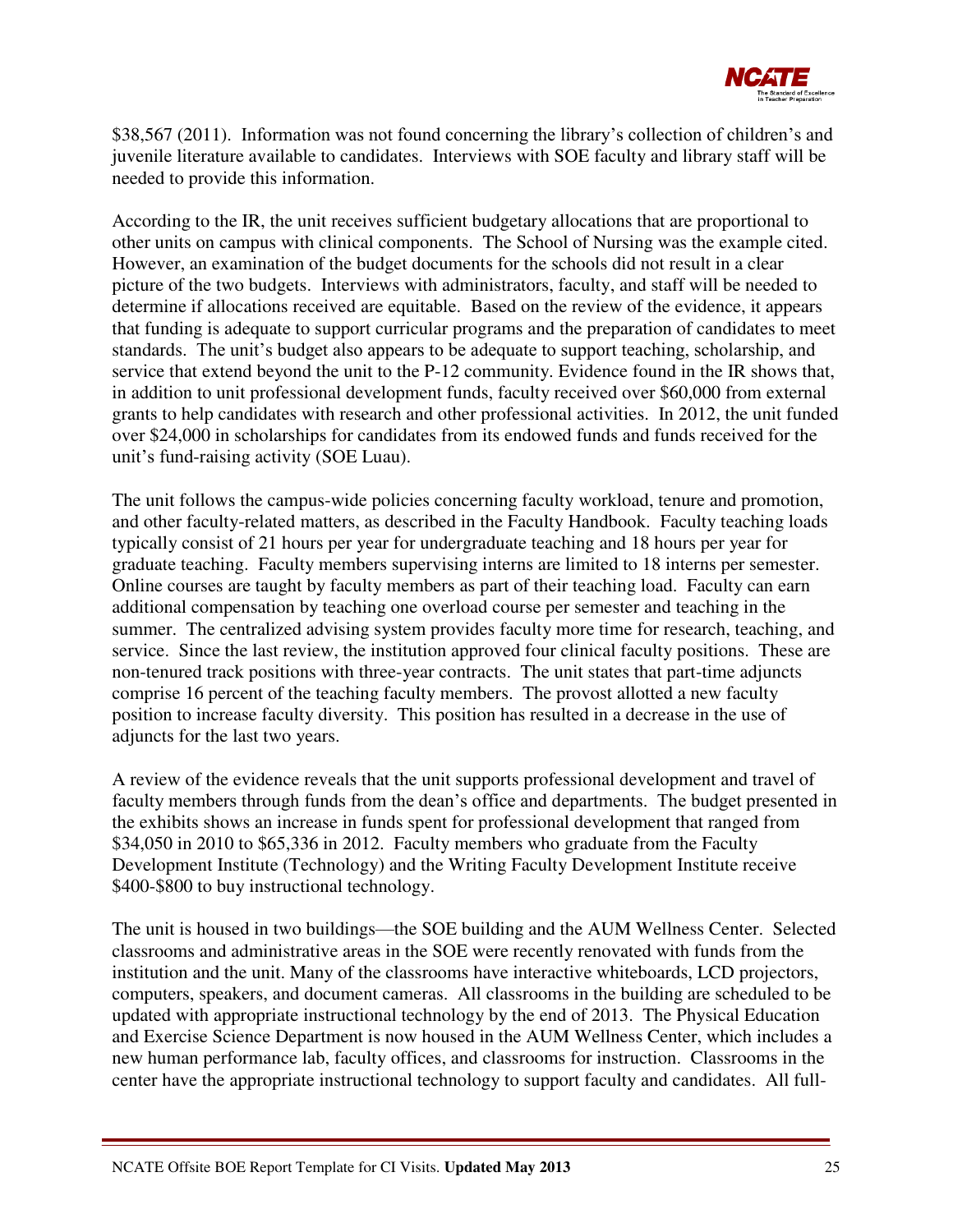$38,567 (2011). Information was not found concerning the library's collection of children's and juvenile literature available to candidates. Interviews with SOE faculty and library staff will be needed to provide this information.

According to the IR, the unit receives sufficient budgetary allocations that are proportional to other units on campus with clinical components. The School of Nursing was the example cited. However, an examination of the budget documents for the schools did not result in a clear picture of the two budgets. Interviews with administrators, faculty, and staff will be needed to determine if allocations received are equitable. Based on the review of the evidence, it appears that funding is adequate to support curricular programs and the preparation of candidates to meet standards. The unit's budget also appears to be adequate to support teaching, scholarship, and service that extend beyond the unit to the P-12 community. Evidence found in the IR shows that, in addition to unit professional development funds, faculty received over $60,000 from external grants to help candidates with research and other professional activities. In 2012, the unit funded over $24,000 in scholarships for candidates from its endowed funds and funds received for the unit's fund-raising activity (SOE Luau).

The unit follows the campus-wide policies concerning faculty workload, tenure and promotion, and other faculty-related matters, as described in the Faculty Handbook. Faculty teaching loads typically consist of 21 hours per year for undergraduate teaching and 18 hours per year for graduate teaching. Faculty members supervising interns are limited to 18 interns per semester. Online courses are taught by faculty members as part of their teaching load. Faculty can earn additional compensation by teaching one overload course per semester and teaching in the summer. The centralized advising system provides faculty more time for research, teaching, and service. Since the last review, the institution approved four clinical faculty positions. These are non-tenured track positions with three-year contracts. The unit states that part-time adjuncts comprise 16 percent of the teaching faculty members. The provost allotted a new faculty position to increase faculty diversity. This position has resulted in a decrease in the use of adjuncts for the last two years.

A review of the evidence reveals that the unit supports professional development and travel of faculty members through funds from the dean's office and departments. The budget presented in the exhibits shows an increase in funds spent for professional development that ranged from $34,050 in 2010 to $65,336 in 2012. Faculty members who graduate from the Faculty Development Institute (Technology) and the Writing Faculty Development Institute receive $400-$800 to buy instructional technology.

The unit is housed in two buildings—the SOE building and the AUM Wellness Center. Selected classrooms and administrative areas in the SOE were recently renovated with funds from the institution and the unit. Many of the classrooms have interactive whiteboards, LCD projectors, computers, speakers, and document cameras. All classrooms in the building are scheduled to be updated with appropriate instructional technology by the end of 2013. The Physical Education and Exercise Science Department is now housed in the AUM Wellness Center, which includes a new human performance lab, faculty offices, and classrooms for instruction. Classrooms in the center have the appropriate instructional technology to support faculty and candidates. All full-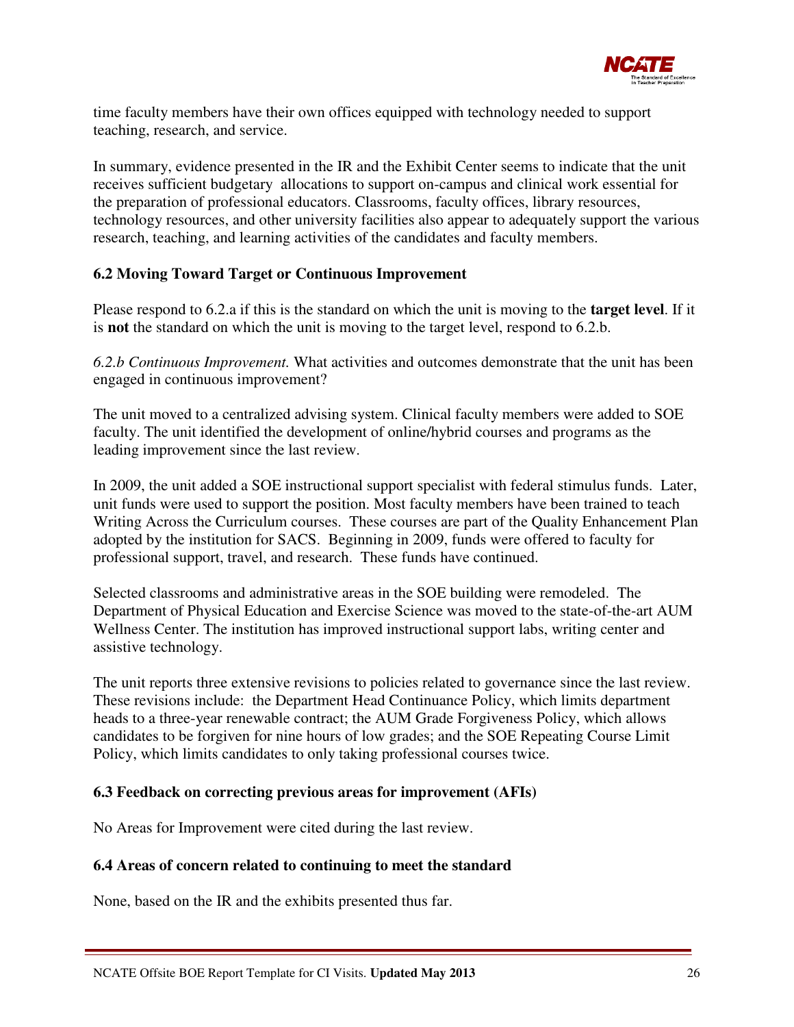time faculty members have their own offices equipped with technology needed to support teaching, research, and service.

In summary, evidence presented in the IR and the Exhibit Center seems to indicate that the unit receives sufficient budgetary allocations to support on-campus and clinical work essential for the preparation of professional educators. Classrooms, faculty offices, library resources, technology resources, and other university facilities also appear to adequately support the various research, teaching, and learning activities of the candidates and faculty members.

### 6.2 Moving Toward Target or Continuous Improvement

Please respond to 6.2.a if this is the standard on which the unit is moving to the **target level**. If it is **not** the standard on which the unit is moving to the target level, respond to 6.2.b.

*6.2.b Continuous Improvement.* What activities and outcomes demonstrate that the unit has been engaged in continuous improvement?

The unit moved to a centralized advising system. Clinical faculty members were added to SOE faculty. The unit identified the development of online/hybrid courses and programs as the leading improvement since the last review.

In 2009, the unit added a SOE instructional support specialist with federal stimulus funds. Later, unit funds were used to support the position. Most faculty members have been trained to teach Writing Across the Curriculum courses. These courses are part of the Quality Enhancement Plan adopted by the institution for SACS. Beginning in 2009, funds were offered to faculty for professional support, travel, and research. These funds have continued.

Selected classrooms and administrative areas in the SOE building were remodeled. The Department of Physical Education and Exercise Science was moved to the state-of-the-art AUM Wellness Center. The institution has improved instructional support labs, writing center and assistive technology.

The unit reports three extensive revisions to policies related to governance since the last review. These revisions include: the Department Head Continuance Policy, which limits department heads to a three-year renewable contract; the AUM Grade Forgiveness Policy, which allows candidates to be forgiven for nine hours of low grades; and the SOE Repeating Course Limit Policy, which limits candidates to only taking professional courses twice.

### 6.3 Feedback on correcting previous areas for improvement (AFIs)

No Areas for Improvement were cited during the last review.

### 6.4 Areas of concern related to continuing to meet the standard

None, based on the IR and the exhibits presented thus far.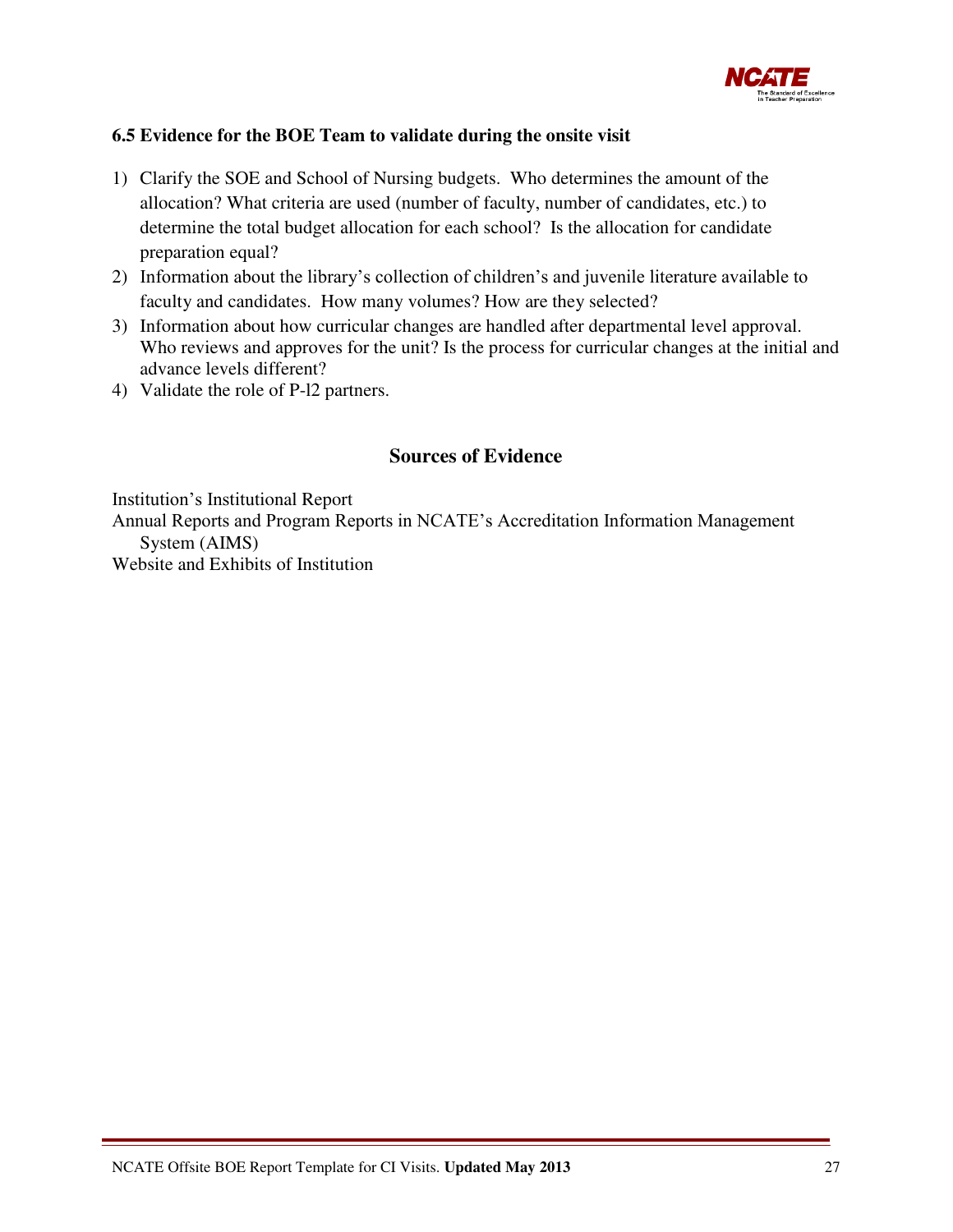### 6.5 Evidence for the BOE Team to validate during the onsite visit

1) Clarify the SOE and School of Nursing budgets. Who determines the amount of the allocation? What criteria are used (number of faculty, number of candidates, etc.) to determine the total budget allocation for each school? Is the allocation for candidate preparation equal?
2) Information about the library's collection of children's and juvenile literature available to faculty and candidates. How many volumes? How are they selected?
3) Information about how curricular changes are handled after departmental level approval. Who reviews and approves for the unit? Is the process for curricular changes at the initial and advance levels different?
4) Validate the role of P-l2 partners.

## Sources of Evidence

Institution's Institutional Report
Annual Reports and Program Reports in NCATE's Accreditation Information Management System (AIMS)
Website and Exhibits of Institution